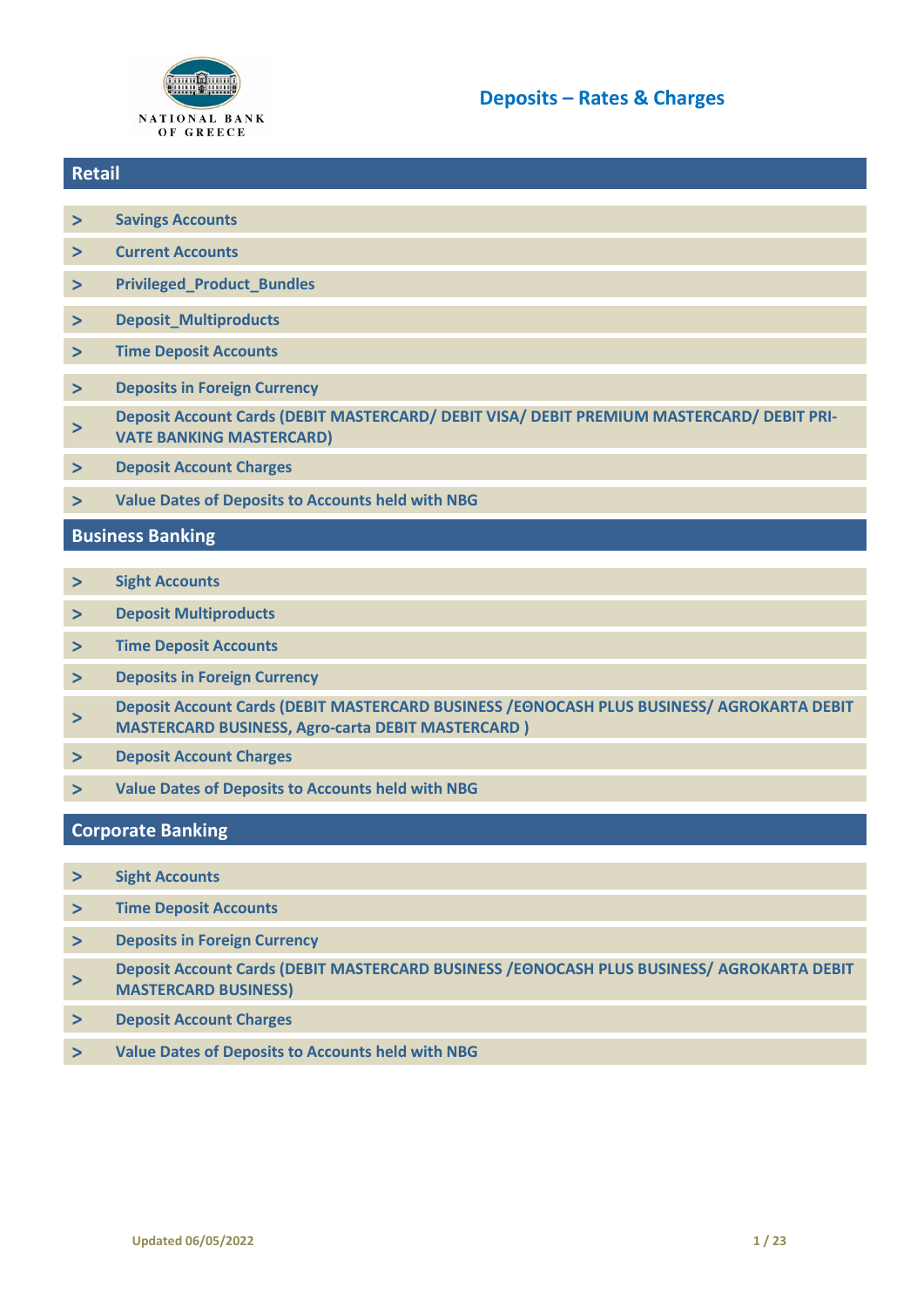NATIONAL BANK OF GREECE

# Deposits – Rates & Charges

## Retail

- > Savings Accounts
- > Current Accounts
- > Privileged_Product_Bundles
- > Deposit_Multiproducts
- > Time Deposit Accounts
- > Deposits in Foreign Currency
- > Deposit Account Cards (DEBIT MASTERCARD/ DEBIT VISA/ DEBIT PREMIUM MASTERCARD/ DEBIT PRIVATE BANKING MASTERCARD)
- > Deposit Account Charges
- > Value Dates of Deposits to Accounts held with NBG

## Business Banking

- > Sight Accounts
- > Deposit Multiproducts
- > Time Deposit Accounts
- > Deposits in Foreign Currency
- > Deposit Account Cards (DEBIT MASTERCARD BUSINESS /ΕΘΝOCASH PLUS BUSINESS/ AGROKARTA DEBIT MASTERCARD BUSINESS, Agro-carta DEBIT MASTERCARD )
- > Deposit Account Charges
- > Value Dates of Deposits to Accounts held with NBG

## Corporate Banking

- > Sight Accounts
- > Time Deposit Accounts
- > Deposits in Foreign Currency
- > Deposit Account Cards (DEBIT MASTERCARD BUSINESS /ΕΘΝOCASH PLUS BUSINESS/ AGROKARTA DEBIT MASTERCARD BUSINESS)
- > Deposit Account Charges
- > Value Dates of Deposits to Accounts held with NBG

Updated 06/05/2022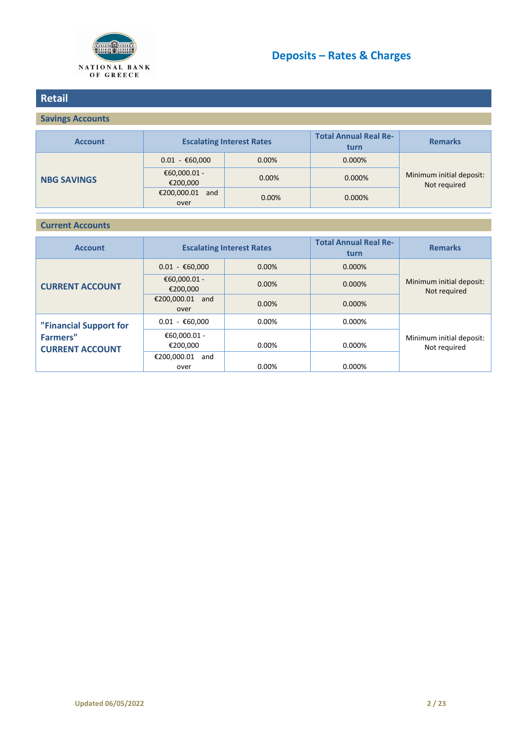NATIONAL BANK OF GREECE

# Deposits – Rates & Charges

## Retail

### Savings Accounts

| Account | Escalating Interest Rates | | Total Annual Real Return | Remarks |
|---|---|---|---|---|
| **NBG SAVINGS** | 0.01 - €60,000 | 0.00% | 0.000% | Minimum initial deposit: Not required |
| | €60,000.01 - €200,000 | 0.00% | 0.000% | |
| | €200,000.01 and over | 0.00% | 0.000% | |

### Current Accounts

| Account | Escalating Interest Rates | | Total Annual Real Return | Remarks |
|---|---|---|---|---|
| **CURRENT ACCOUNT** | 0.01 - €60,000 | 0.00% | 0.000% | Minimum initial deposit: Not required |
| | €60,000.01 - €200,000 | 0.00% | 0.000% | |
| | €200,000.01 and over | 0.00% | 0.000% | |
| **"Financial Support for Farmers" CURRENT ACCOUNT** | 0.01 - €60,000 | 0.00% | 0.000% | Minimum initial deposit: Not required |
| | €60,000.01 - €200,000 | 0.00% | 0.000% | |
| | €200,000.01 and over | 0.00% | 0.000% | |

Updated 06/05/2022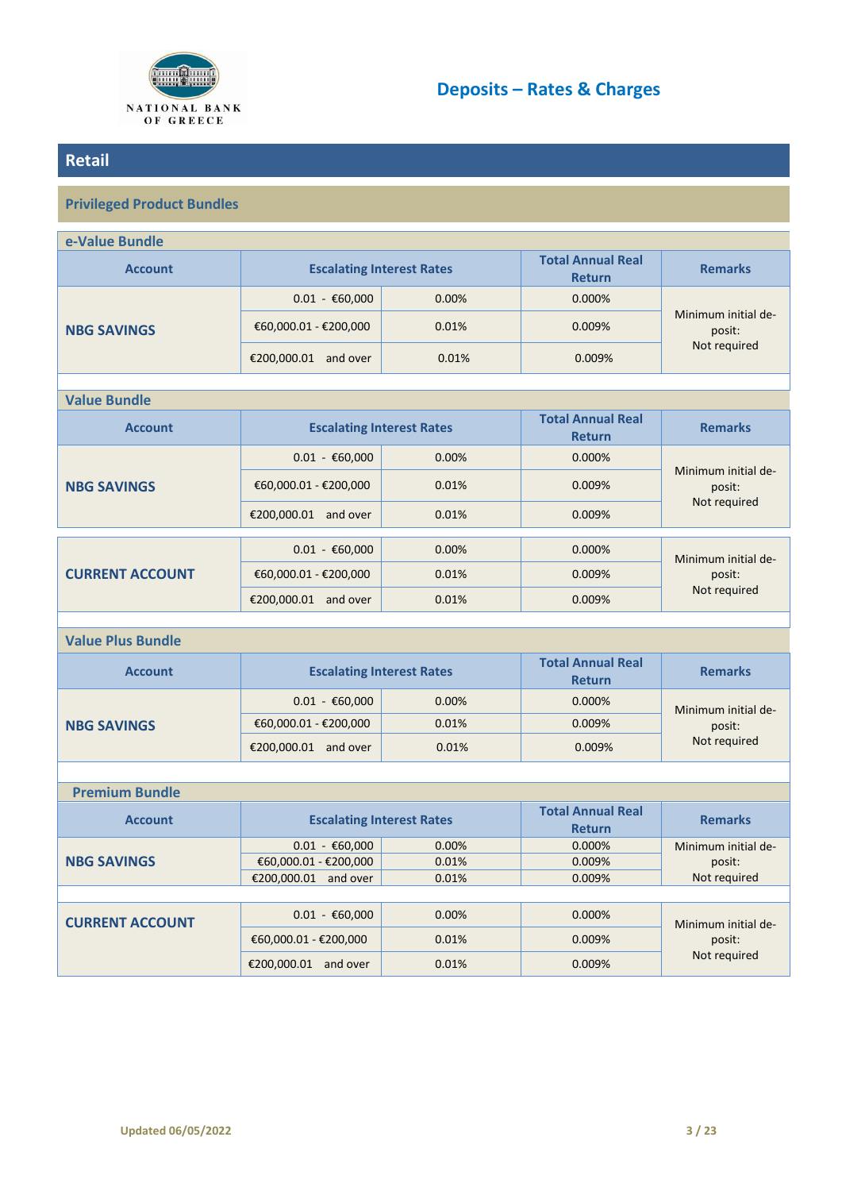# Deposits – Rates & Charges

## Retail

### Privileged Product Bundles

#### e-Value Bundle

| Account | Escalating Interest Rates | | Total Annual Real Return | Remarks |
|---|---|---|---|---|
| NBG SAVINGS | 0.01 - €60,000 | 0.00% | 0.000% | Minimum initial deposit: Not required |
| | €60,000.01 - €200,000 | 0.01% | 0.009% | |
| | €200,000.01 and over | 0.01% | 0.009% | |

#### Value Bundle

| Account | Escalating Interest Rates | | Total Annual Real Return | Remarks |
|---|---|---|---|---|
| NBG SAVINGS | 0.01 - €60,000 | 0.00% | 0.000% | Minimum initial deposit: Not required |
| | €60,000.01 - €200,000 | 0.01% | 0.009% | |
| | €200,000.01 and over | 0.01% | 0.009% | |
| CURRENT ACCOUNT | 0.01 - €60,000 | 0.00% | 0.000% | Minimum initial deposit: Not required |
| | €60,000.01 - €200,000 | 0.01% | 0.009% | |
| | €200,000.01 and over | 0.01% | 0.009% | |

#### Value Plus Bundle

| Account | Escalating Interest Rates | | Total Annual Real Return | Remarks |
|---|---|---|---|---|
| NBG SAVINGS | 0.01 - €60,000 | 0.00% | 0.000% | Minimum initial deposit: Not required |
| | €60,000.01 - €200,000 | 0.01% | 0.009% | |
| | €200,000.01 and over | 0.01% | 0.009% | |

#### Premium Bundle

| Account | Escalating Interest Rates | | Total Annual Real Return | Remarks |
|---|---|---|---|---|
| NBG SAVINGS | 0.01 - €60,000 | 0.00% | 0.000% | Minimum initial deposit: Not required |
| | €60,000.01 - €200,000 | 0.01% | 0.009% | |
| | €200,000.01 and over | 0.01% | 0.009% | |
| CURRENT ACCOUNT | 0.01 - €60,000 | 0.00% | 0.000% | Minimum initial deposit: Not required |
| | €60,000.01 - €200,000 | 0.01% | 0.009% | |
| | €200,000.01 and over | 0.01% | 0.009% | |

Updated 06/05/2022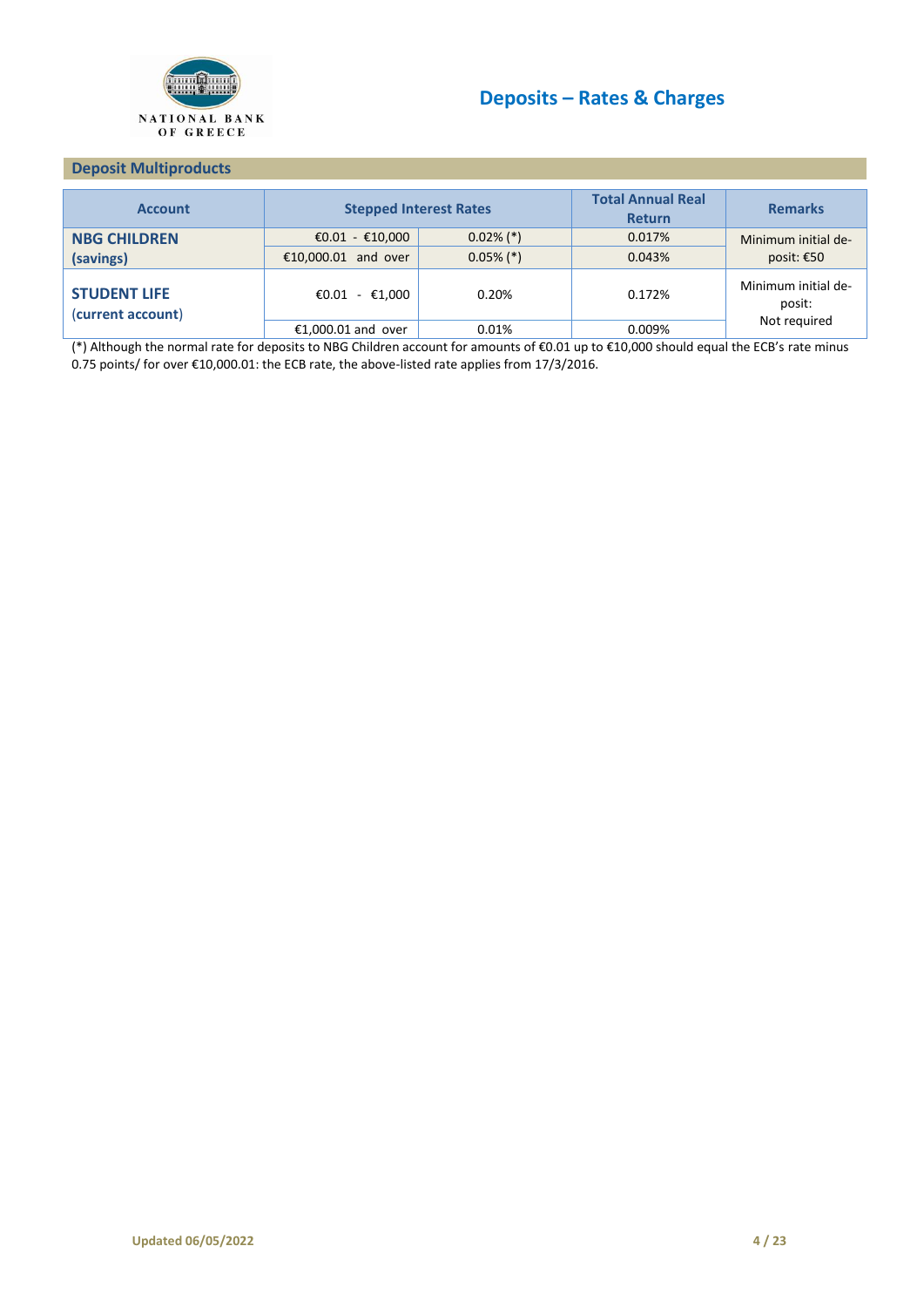# Deposits – Rates & Charges

## Deposit Multiproducts

| Account | Stepped Interest Rates | | Total Annual Real Return | Remarks |
|---|---|---|---|---|
| **NBG CHILDREN (savings)** | €0.01 - €10,000 | 0.02% (*) | 0.017% | Minimum initial deposit: €50 |
| | €10,000.01 and over | 0.05% (*) | 0.043% | |
| **STUDENT LIFE** (current account) | €0.01 - €1,000 | 0.20% | 0.172% | Minimum initial deposit: Not required |
| | €1,000.01 and over | 0.01% | 0.009% | |

(*) Although the normal rate for deposits to NBG Children account for amounts of €0.01 up to €10,000 should equal the ECB's rate minus 0.75 points/ for over €10,000.01: the ECB rate, the above-listed rate applies from 17/3/2016.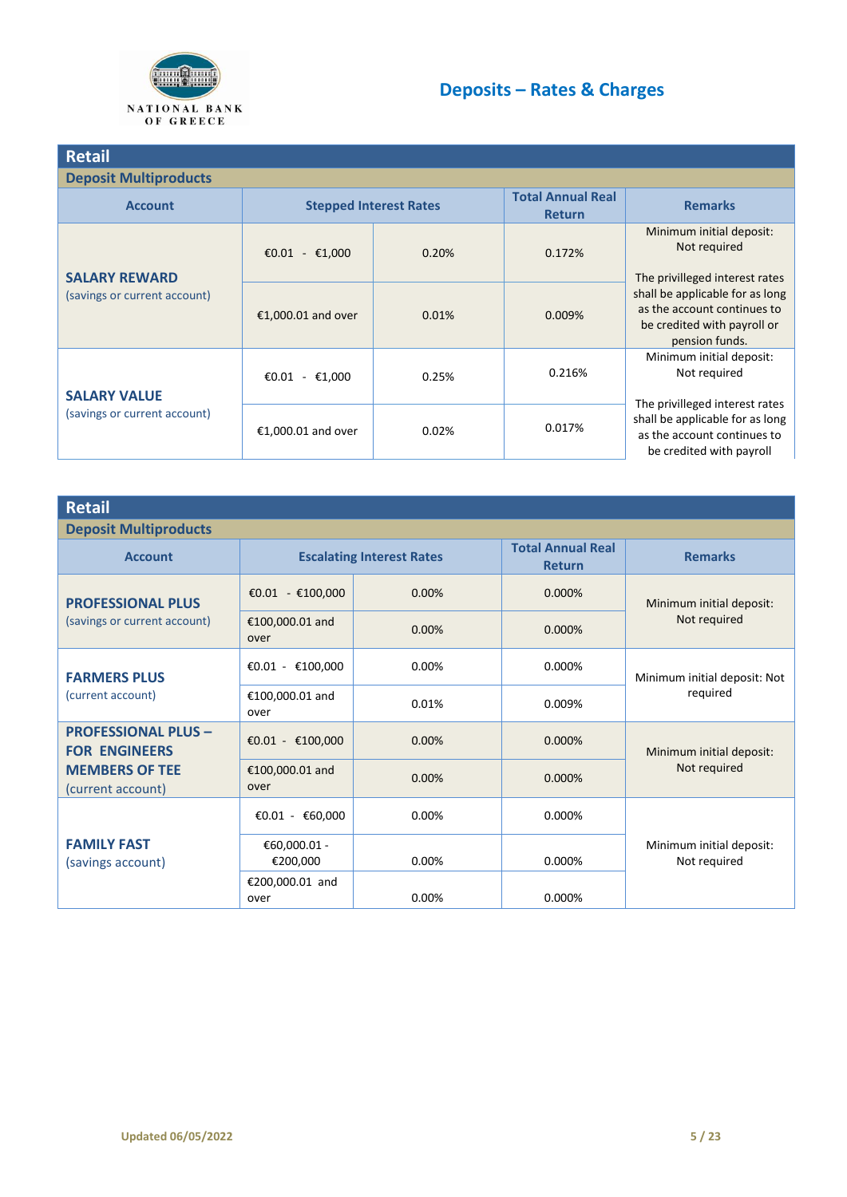# Deposits – Rates & Charges

## Retail

### Deposit Multiproducts

| Account | Stepped Interest Rates | | Total Annual Real Return | Remarks |
|---|---|---|---|---|
| **SALARY REWARD** (savings or current account) | €0.01 - €1,000 | 0.20% | 0.172% | Minimum initial deposit: Not required<br><br>The privilleged interest rates shall be applicable for as long as the account continues to be credited with payroll or pension funds. |
| | €1,000.01 and over | 0.01% | 0.009% | |
| **SALARY VALUE** (savings or current account) | €0.01 - €1,000 | 0.25% | 0.216% | Minimum initial deposit: Not required<br><br>The privilleged interest rates shall be applicable for as long as the account continues to be credited with payroll |
| | €1,000.01 and over | 0.02% | 0.017% | |

## Retail

### Deposit Multiproducts

| Account | Escalating Interest Rates | | Total Annual Real Return | Remarks |
|---|---|---|---|---|
| **PROFESSIONAL PLUS** (savings or current account) | €0.01 - €100,000 | 0.00% | 0.000% | Minimum initial deposit: Not required |
| | €100,000.01 and over | 0.00% | 0.000% | |
| **FARMERS PLUS** (current account) | €0.01 - €100,000 | 0.00% | 0.000% | Minimum initial deposit: Not required |
| | €100,000.01 and over | 0.01% | 0.009% | |
| **PROFESSIONAL PLUS – FOR ENGINEERS MEMBERS OF TEE** (current account) | €0.01 - €100,000 | 0.00% | 0.000% | Minimum initial deposit: Not required |
| | €100,000.01 and over | 0.00% | 0.000% | |
| **FAMILY FAST** (savings account) | €0.01 - €60,000 | 0.00% | 0.000% | Minimum initial deposit: Not required |
| | €60,000.01 - €200,000 | 0.00% | 0.000% | |
| | €200,000.01 and over | 0.00% | 0.000% | |

Updated 06/05/2022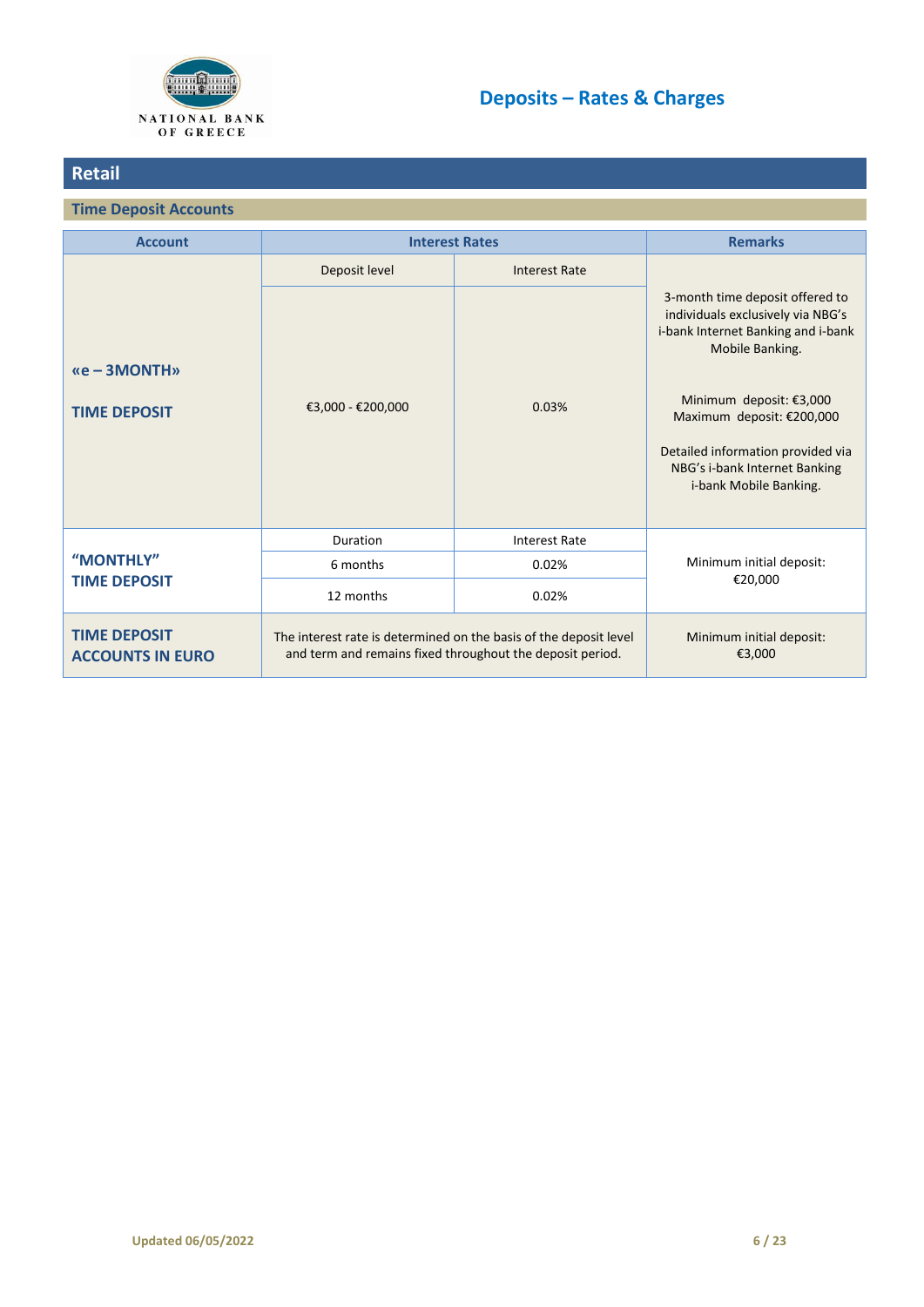NATIONAL BANK OF GREECE

# Deposits – Rates & Charges

## Retail

### Time Deposit Accounts

| Account | Interest Rates | | Remarks |
|---|---|---|---|
| **«e – 3MONTH» TIME DEPOSIT** | Deposit level | Interest Rate | 3-month time deposit offered to individuals exclusively via NBG's i-bank Internet Banking and i-bank Mobile Banking.<br><br>Minimum deposit: €3,000<br>Maximum deposit: €200,000<br><br>Detailed information provided via NBG's i-bank Internet Banking i-bank Mobile Banking. |
| | €3,000 - €200,000 | 0.03% | |
| **"MONTHLY" TIME DEPOSIT** | Duration | Interest Rate | Minimum initial deposit: €20,000 |
| | 6 months | 0.02% | |
| | 12 months | 0.02% | |
| **TIME DEPOSIT ACCOUNTS IN EURO** | The interest rate is determined on the basis of the deposit level and term and remains fixed throughout the deposit period. | | Minimum initial deposit: €3,000 |

Updated 06/05/2022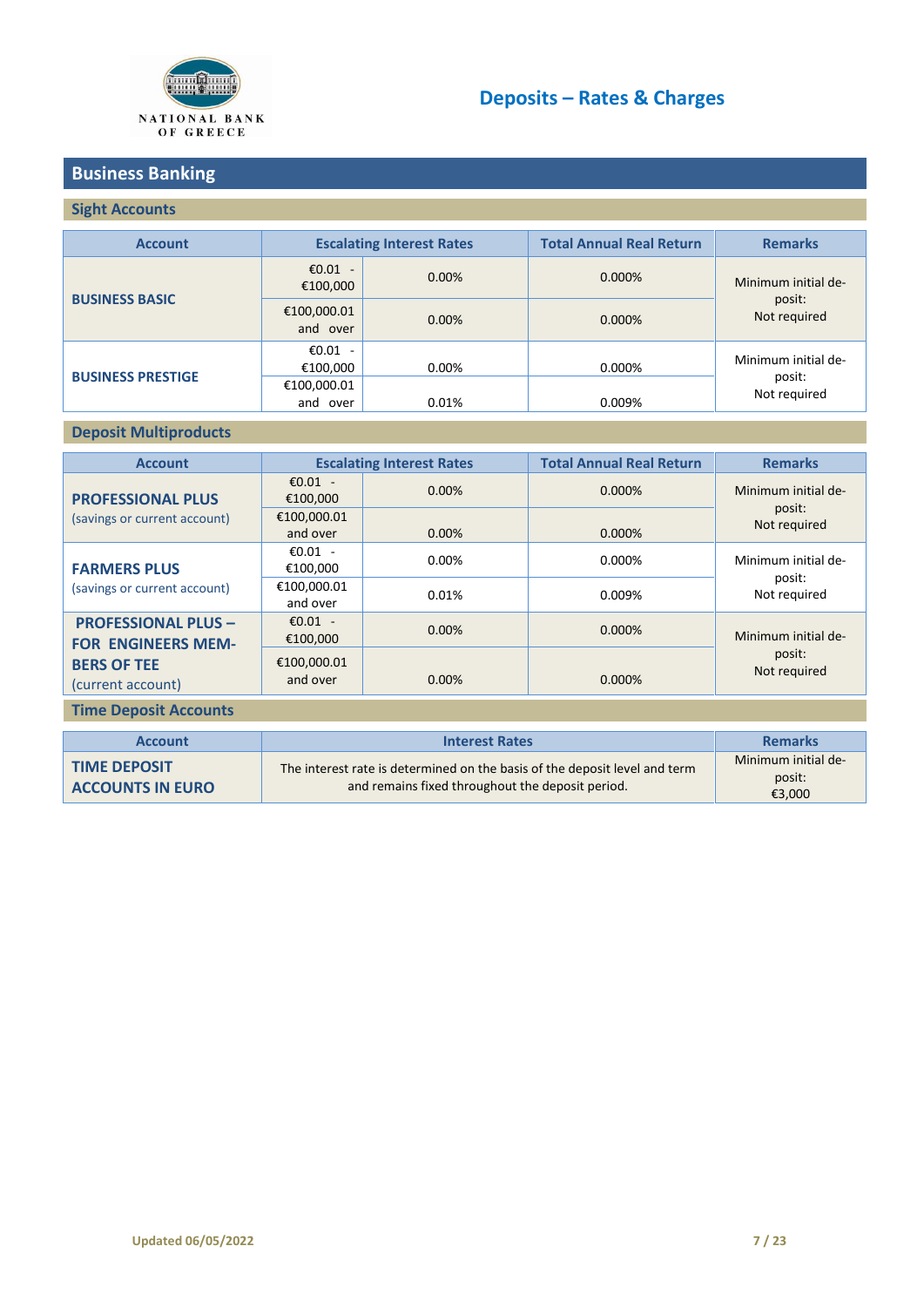# Deposits – Rates & Charges

## Business Banking

### Sight Accounts

| Account | Escalating Interest Rates | | Total Annual Real Return | Remarks |
|---|---|---|---|---|
| **BUSINESS BASIC** | €0.01 - €100,000 | 0.00% | 0.000% | Minimum initial deposit: Not required |
| | €100,000.01 and over | 0.00% | 0.000% | |
| **BUSINESS PRESTIGE** | €0.01 - €100,000 | 0.00% | 0.000% | Minimum initial deposit: Not required |
| | €100,000.01 and over | 0.01% | 0.009% | |

### Deposit Multiproducts

| Account | Escalating Interest Rates | | Total Annual Real Return | Remarks |
|---|---|---|---|---|
| **PROFESSIONAL PLUS** (savings or current account) | €0.01 - €100,000 | 0.00% | 0.000% | Minimum initial deposit: Not required |
| | €100,000.01 and over | 0.00% | 0.000% | |
| **FARMERS PLUS** (savings or current account) | €0.01 - €100,000 | 0.00% | 0.000% | Minimum initial deposit: Not required |
| | €100,000.01 and over | 0.01% | 0.009% | |
| **PROFESSIONAL PLUS – FOR ENGINEERS MEMBERS OF TEE** (current account) | €0.01 - €100,000 | 0.00% | 0.000% | Minimum initial deposit: Not required |
| | €100,000.01 and over | 0.00% | 0.000% | |

### Time Deposit Accounts

| Account | Interest Rates | Remarks |
|---|---|---|
| **TIME DEPOSIT ACCOUNTS IN EURO** | The interest rate is determined on the basis of the deposit level and term and remains fixed throughout the deposit period. | Minimum initial deposit: €3,000 |

Updated 06/05/2022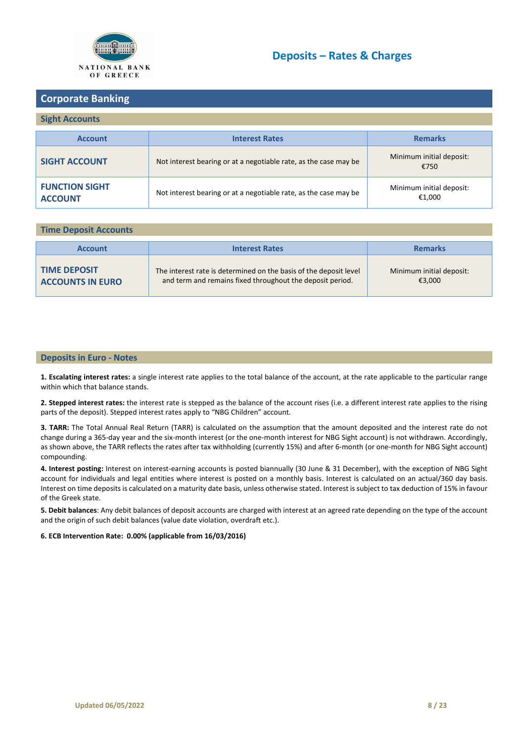# Deposits – Rates & Charges

## Corporate Banking

### Sight Accounts

| Account | Interest Rates | Remarks |
|---|---|---|
| **SIGHT ACCOUNT** | Not interest bearing or at a negotiable rate, as the case may be | Minimum initial deposit: €750 |
| **FUNCTION SIGHT ACCOUNT** | Not interest bearing or at a negotiable rate, as the case may be | Minimum initial deposit: €1,000 |

### Time Deposit Accounts

| Account | Interest Rates | Remarks |
|---|---|---|
| **TIME DEPOSIT ACCOUNTS IN EURO** | The interest rate is determined on the basis of the deposit level and term and remains fixed throughout the deposit period. | Minimum initial deposit: €3,000 |

### Deposits in Euro - Notes

**1. Escalating interest rates:** a single interest rate applies to the total balance of the account, at the rate applicable to the particular range within which that balance stands.

**2. Stepped interest rates:** the interest rate is stepped as the balance of the account rises (i.e. a different interest rate applies to the rising parts of the deposit). Stepped interest rates apply to "NBG Children" account.

**3. TARR:** The Total Annual Real Return (TARR) is calculated on the assumption that the amount deposited and the interest rate do not change during a 365-day year and the six-month interest (or the one-month interest for NBG Sight account) is not withdrawn. Accordingly, as shown above, the TARR reflects the rates after tax withholding (currently 15%) and after 6-month (or one-month for NBG Sight account) compounding.

**4. Interest posting:** Interest on interest-earning accounts is posted biannually (30 June & 31 December), with the exception of NBG Sight account for individuals and legal entities where interest is posted on a monthly basis. Interest is calculated on an actual/360 day basis. Interest on time deposits is calculated on a maturity date basis, unless otherwise stated. Interest is subject to tax deduction of 15% in favour of the Greek state.

**5. Debit balances**: Any debit balances of deposit accounts are charged with interest at an agreed rate depending on the type of the account and the origin of such debit balances (value date violation, overdraft etc.).

**6. ECB Intervention Rate: 0.00% (applicable from 16/03/2016)**

Updated 06/05/2022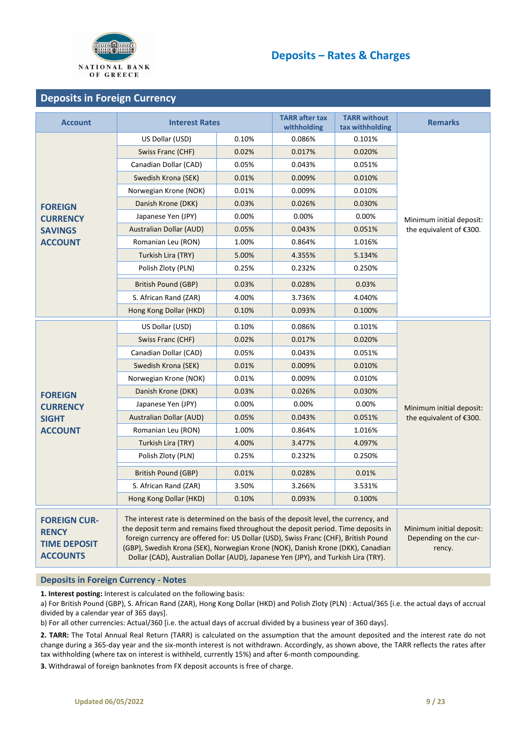# Deposits – Rates & Charges

## Deposits in Foreign Currency

| Account | Interest Rates | | TARR after tax withholding | TARR without tax withholding | Remarks |
|---|---|---|---|---|---|
| **FOREIGN CURRENCY SAVINGS ACCOUNT** | US Dollar (USD) | 0.10% | 0.086% | 0.101% | Minimum initial deposit: the equivalent of €300. |
| | Swiss Franc (CHF) | 0.02% | 0.017% | 0.020% | |
| | Canadian Dollar (CAD) | 0.05% | 0.043% | 0.051% | |
| | Swedish Krona (SEK) | 0.01% | 0.009% | 0.010% | |
| | Norwegian Krone (NOK) | 0.01% | 0.009% | 0.010% | |
| | Danish Krone (DKK) | 0.03% | 0.026% | 0.030% | |
| | Japanese Yen (JPY) | 0.00% | 0.00% | 0.00% | |
| | Australian Dollar (AUD) | 0.05% | 0.043% | 0.051% | |
| | Romanian Leu (RON) | 1.00% | 0.864% | 1.016% | |
| | Turkish Lira (TRY) | 5.00% | 4.355% | 5.134% | |
| | Polish Zloty (PLN) | 0.25% | 0.232% | 0.250% | |
| | British Pound (GBP) | 0.03% | 0.028% | 0.03% | |
| | S. African Rand (ZAR) | 4.00% | 3.736% | 4.040% | |
| | Hong Kong Dollar (HKD) | 0.10% | 0.093% | 0.100% | |
| **FOREIGN CURRENCY SIGHT ACCOUNT** | US Dollar (USD) | 0.10% | 0.086% | 0.101% | Minimum initial deposit: the equivalent of €300. |
| | Swiss Franc (CHF) | 0.02% | 0.017% | 0.020% | |
| | Canadian Dollar (CAD) | 0.05% | 0.043% | 0.051% | |
| | Swedish Krona (SEK) | 0.01% | 0.009% | 0.010% | |
| | Norwegian Krone (NOK) | 0.01% | 0.009% | 0.010% | |
| | Danish Krone (DKK) | 0.03% | 0.026% | 0.030% | |
| | Japanese Yen (JPY) | 0.00% | 0.00% | 0.00% | |
| | Australian Dollar (AUD) | 0.05% | 0.043% | 0.051% | |
| | Romanian Leu (RON) | 1.00% | 0.864% | 1.016% | |
| | Turkish Lira (TRY) | 4.00% | 3.477% | 4.097% | |
| | Polish Zloty (PLN) | 0.25% | 0.232% | 0.250% | |
| | British Pound (GBP) | 0.01% | 0.028% | 0.01% | |
| | S. African Rand (ZAR) | 3.50% | 3.266% | 3.531% | |
| | Hong Kong Dollar (HKD) | 0.10% | 0.093% | 0.100% | |
| **FOREIGN CURRENCY TIME DEPOSIT ACCOUNTS** | The interest rate is determined on the basis of the deposit level, the currency, and the deposit term and remains fixed throughout the deposit period. Time deposits in foreign currency are offered for: US Dollar (USD), Swiss Franc (CHF), British Pound (GBP), Swedish Krona (SEK), Norwegian Krone (NOK), Danish Krone (DKK), Canadian Dollar (CAD), Australian Dollar (AUD), Japanese Yen (JPY), and Turkish Lira (TRY). | | | | Minimum initial deposit: Depending on the currency. |

### Deposits in Foreign Currency - Notes

**1. Interest posting:** Interest is calculated on the following basis:

a) For British Pound (GBP), S. African Rand (ZAR), Hong Kong Dollar (HKD) and Polish Zloty (PLN) : Actual/365 [i.e. the actual days of accrual divided by a calendar year of 365 days].

b) For all other currencies: Actual/360 [i.e. the actual days of accrual divided by a business year of 360 days].

**2. TARR:** The Total Annual Real Return (TARR) is calculated on the assumption that the amount deposited and the interest rate do not change during a 365-day year and the six-month interest is not withdrawn. Accordingly, as shown above, the TARR reflects the rates after tax withholding (where tax on interest is withheld, currently 15%) and after 6-month compounding.

**3.** Withdrawal of foreign banknotes from FX deposit accounts is free of charge.

Updated 06/05/2022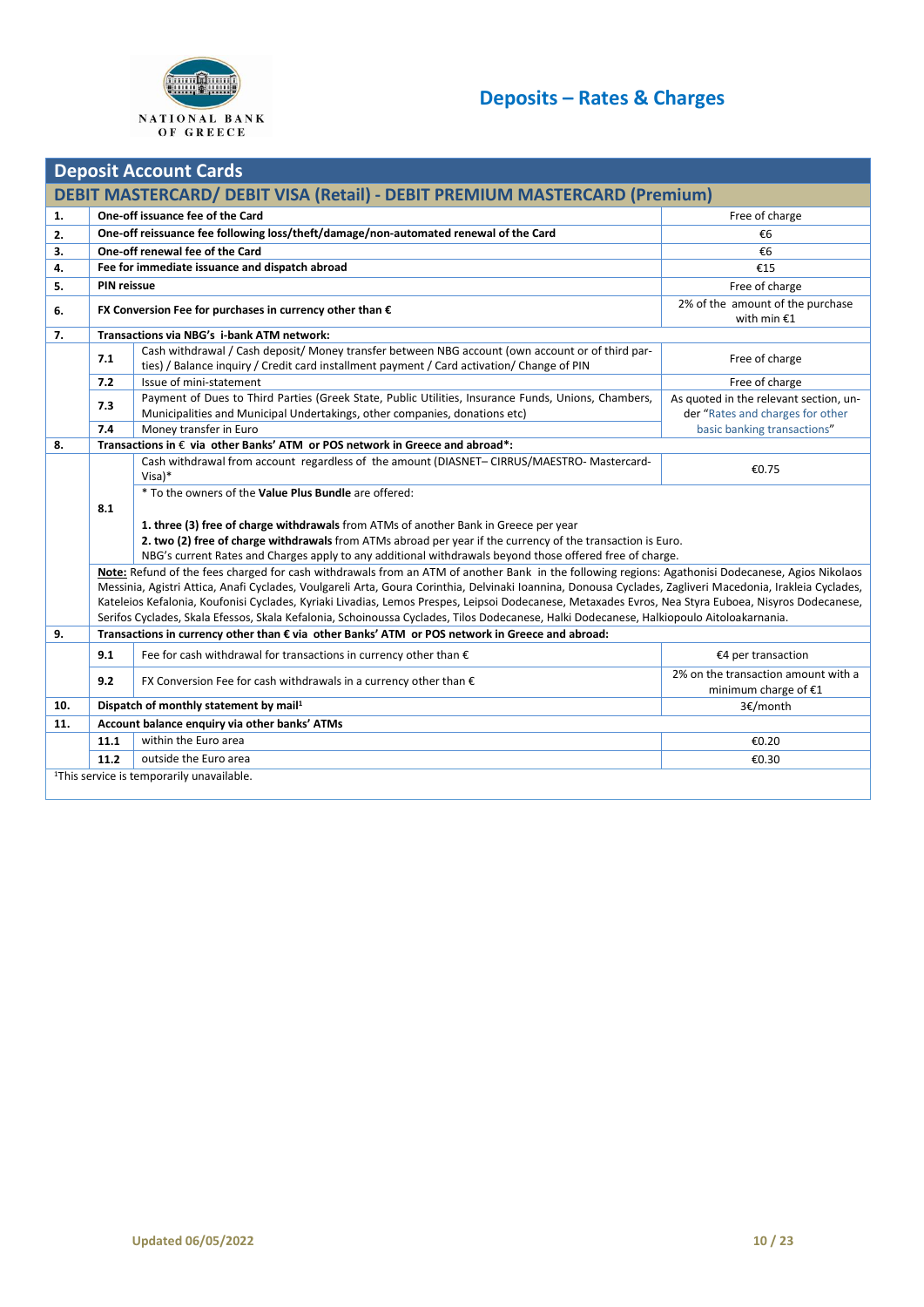# Deposits – Rates & Charges

## Deposit Account Cards

### DEBIT MASTERCARD/ DEBIT VISA (Retail) - DEBIT PREMIUM MASTERCARD (Premium)

| | | | |
|---|---|---|---|
| **1.** | **One-off issuance fee of the Card** | | Free of charge |
| **2.** | **One-off reissuance fee following loss/theft/damage/non-automated renewal of the Card** | | €6 |
| **3.** | **One-off renewal fee of the Card** | | €6 |
| **4.** | **Fee for immediate issuance and dispatch abroad** | | €15 |
| **5.** | **PIN reissue** | | Free of charge |
| **6.** | **FX Conversion Fee for purchases in currency other than €** | | 2% of the amount of the purchase with min €1 |
| **7.** | **Transactions via NBG's i-bank ATM network:** | | |
| | **7.1** | Cash withdrawal / Cash deposit/ Money transfer between NBG account (own account or of third parties) / Balance inquiry / Credit card installment payment / Card activation/ Change of PIN | Free of charge |
| | **7.2** | Issue of mini-statement | Free of charge |
| | **7.3** | Payment of Dues to Third Parties (Greek State, Public Utilities, Insurance Funds, Unions, Chambers, Municipalities and Municipal Undertakings, other companies, donations etc) | As quoted in the relevant section, under "Rates and charges for other basic banking transactions" |
| | **7.4** | Money transfer in Euro | |
| **8.** | **Transactions in € via other Banks' ATM or POS network in Greece and abroad*:** | | |
| | **8.1** | Cash withdrawal from account regardless of the amount (DIASNET– CIRRUS/MAESTRO- Mastercard-Visa)* | €0.75 |
| | | * To the owners of the **Value Plus Bundle** are offered:<br><br>**1. three (3) free of charge withdrawals** from ATMs of another Bank in Greece per year<br>**2. two (2) free of charge withdrawals** from ATMs abroad per year if the currency of the transaction is Euro.<br>NBG's current Rates and Charges apply to any additional withdrawals beyond those offered free of charge. | |
| | **Note:** Refund of the fees charged for cash withdrawals from an ATM of another Bank in the following regions: Agathonisi Dodecanese, Agios Nikolaos Messinia, Agistri Attica, Anafi Cyclades, Voulgareli Arta, Goura Corinthia, Delvinaki Ioannina, Donousa Cyclades, Zagliveri Macedonia, Irakleia Cyclades, Kateleios Kefalonia, Koufonisi Cyclades, Kyriaki Livadias, Lemos Prespes, Leipsoi Dodecanese, Metaxades Evros, Nea Styra Euboea, Nisyros Dodecanese, Serifos Cyclades, Skala Efessos, Skala Kefalonia, Schoinoussa Cyclades, Tilos Dodecanese, Halki Dodecanese, Halkiopoulo Aitoloakarnania. | | |
| **9.** | **Transactions in currency other than € via other Banks' ATM or POS network in Greece and abroad:** | | |
| | **9.1** | Fee for cash withdrawal for transactions in currency other than € | €4 per transaction |
| | **9.2** | FX Conversion Fee for cash withdrawals in a currency other than € | 2% on the transaction amount with a minimum charge of €1 |
| **10.** | **Dispatch of monthly statement by mail[1]** | | 3€/month |
| **11.** | **Account balance enquiry via other banks' ATMs** | | |
| | **11.1** | within the Euro area | €0.20 |
| | **11.2** | outside the Euro area | €0.30 |

[1]This service is temporarily unavailable.

Updated 06/05/2022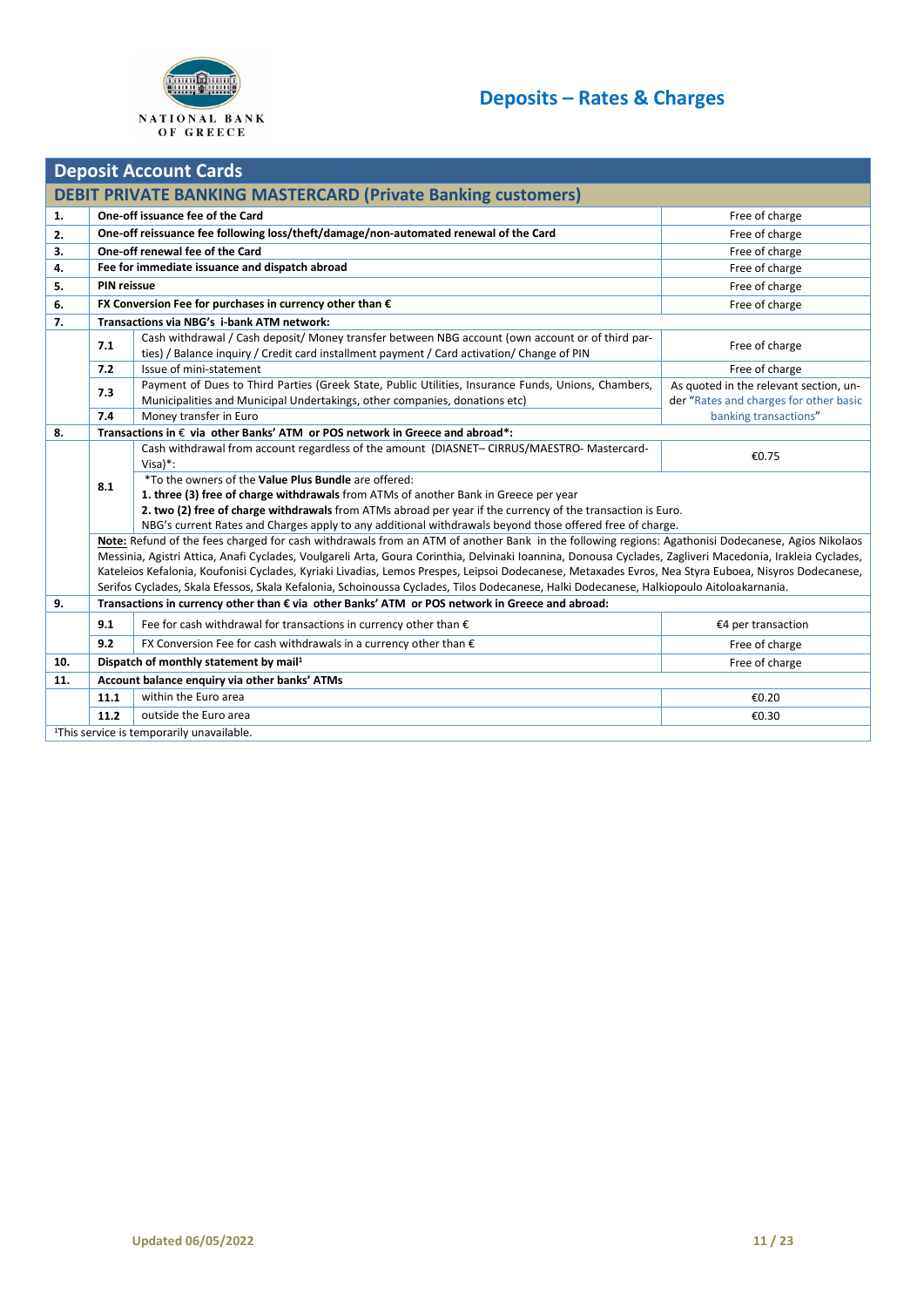# Deposits – Rates & Charges

## Deposit Account Cards

### DEBIT PRIVATE BANKING MASTERCARD (Private Banking customers)

| | | | |
|---|---|---|---|
| **1.** | **One-off issuance fee of the Card** | | Free of charge |
| **2.** | **One-off reissuance fee following loss/theft/damage/non-automated renewal of the Card** | | Free of charge |
| **3.** | **One-off renewal fee of the Card** | | Free of charge |
| **4.** | **Fee for immediate issuance and dispatch abroad** | | Free of charge |
| **5.** | **PIN reissue** | | Free of charge |
| **6.** | **FX Conversion Fee for purchases in currency other than €** | | Free of charge |
| **7.** | **Transactions via NBG's i-bank ATM network:** | | |
| | **7.1** | Cash withdrawal / Cash deposit/ Money transfer between NBG account (own account or of third parties) / Balance inquiry / Credit card installment payment / Card activation/ Change of PIN | Free of charge |
| | **7.2** | Issue of mini-statement | Free of charge |
| | **7.3** | Payment of Dues to Third Parties (Greek State, Public Utilities, Insurance Funds, Unions, Chambers, Municipalities and Municipal Undertakings, other companies, donations etc) | As quoted in the relevant section, under "Rates and charges for other basic banking transactions" |
| | **7.4** | Money transfer in Euro | As quoted in the relevant section, under "Rates and charges for other basic banking transactions" |
| **8.** | **Transactions in € via other Banks' ATM or POS network in Greece and abroad\*:** | | |
| | **8.1** | Cash withdrawal from account regardless of the amount (DIASNET– CIRRUS/MAESTRO- Mastercard-Visa)\*: | €0.75 |
| | | \*To the owners of the **Value Plus Bundle** are offered:<br>**1. three (3) free of charge withdrawals** from ATMs of another Bank in Greece per year<br>**2. two (2) free of charge withdrawals** from ATMs abroad per year if the currency of the transaction is Euro.<br>NBG's current Rates and Charges apply to any additional withdrawals beyond those offered free of charge. | |
| | **Note:** Refund of the fees charged for cash withdrawals from an ATM of another Bank in the following regions: Agathonisi Dodecanese, Agios Nikolaos Messinia, Agistri Attica, Anafi Cyclades, Voulgareli Arta, Goura Corinthia, Delvinaki Ioannina, Donousa Cyclades, Zagliveri Macedonia, Irakleia Cyclades, Kateleios Kefalonia, Koufonisi Cyclades, Kyriaki Livadias, Lemos Prespes, Leipsoi Dodecanese, Metaxades Evros, Nea Styra Euboea, Nisyros Dodecanese, Serifos Cyclades, Skala Efessos, Skala Kefalonia, Schoinoussa Cyclades, Tilos Dodecanese, Halki Dodecanese, Halkiopoulo Aitoloakarnania. | | |
| **9.** | **Transactions in currency other than € via other Banks' ATM or POS network in Greece and abroad:** | | |
| | **9.1** | Fee for cash withdrawal for transactions in currency other than € | €4 per transaction |
| | **9.2** | FX Conversion Fee for cash withdrawals in a currency other than € | Free of charge |
| **10.** | **Dispatch of monthly statement by mail[1]** | | Free of charge |
| **11.** | **Account balance enquiry via other banks' ATMs** | | |
| | **11.1** | within the Euro area | €0.20 |
| | **11.2** | outside the Euro area | €0.30 |

[1]This service is temporarily unavailable.

Updated 06/05/2022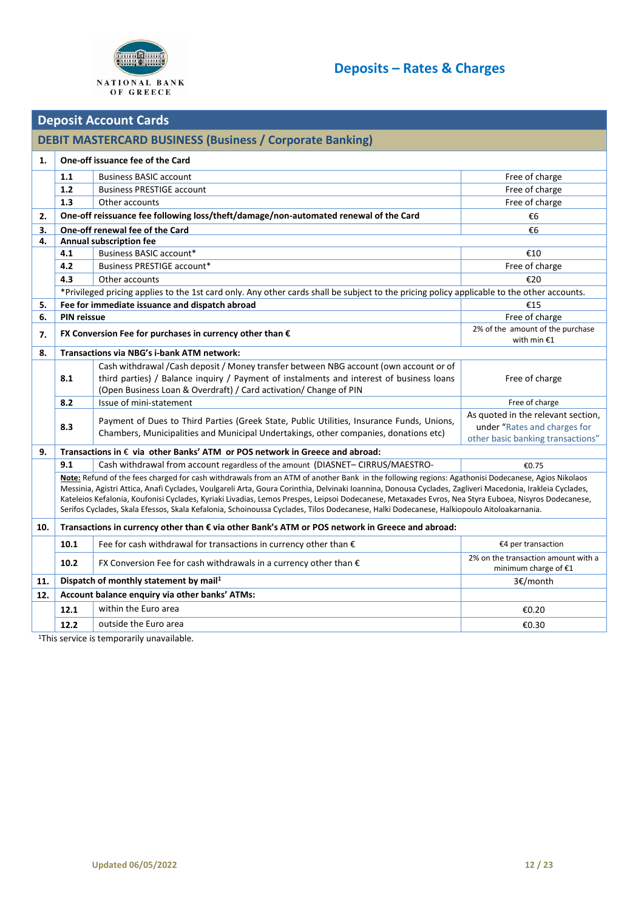# Deposits – Rates & Charges

## Deposit Account Cards

### DEBIT MASTERCARD BUSINESS (Business / Corporate Banking)

| | | | |
|---|---|---|---|
| **1.** | **One-off issuance fee of the Card** | | |
| | **1.1** | Business BASIC account | Free of charge |
| | **1.2** | Business PRESTIGE account | Free of charge |
| | **1.3** | Other accounts | Free of charge |
| **2.** | **One-off reissuance fee following loss/theft/damage/non-automated renewal of the Card** | | €6 |
| **3.** | **One-off renewal fee of the Card** | | €6 |
| **4.** | **Annual subscription fee** | | |
| | **4.1** | Business BASIC account* | €10 |
| | **4.2** | Business PRESTIGE account* | Free of charge |
| | **4.3** | Other accounts | €20 |
| | *Privileged pricing applies to the 1st card only. Any other cards shall be subject to the pricing policy applicable to the other accounts. | | |
| **5.** | **Fee for immediate issuance and dispatch abroad** | | €15 |
| **6.** | **PIN reissue** | | Free of charge |
| **7.** | **FX Conversion Fee for purchases in currency other than €** | | 2% of the amount of the purchase with min €1 |
| **8.** | **Transactions via NBG's i-bank ATM network:** | | |
| | **8.1** | Cash withdrawal /Cash deposit / Money transfer between NBG account (own account or of third parties) / Balance inquiry / Payment of instalments and interest of business loans (Open Business Loan & Overdraft) / Card activation/ Change of PIN | Free of charge |
| | **8.2** | Issue of mini-statement | Free of charge |
| | **8.3** | Payment of Dues to Third Parties (Greek State, Public Utilities, Insurance Funds, Unions, Chambers, Municipalities and Municipal Undertakings, other companies, donations etc) | As quoted in the relevant section, under "Rates and charges for other basic banking transactions" |
| **9.** | **Transactions in € via other Banks' ATM or POS network in Greece and abroad:** | | |
| | **9.1** | Cash withdrawal from account regardless of the amount (DIASNET– CIRRUS/MAESTRO- | €0.75 |
| | **Note:** Refund of the fees charged for cash withdrawals from an ATM of another Bank in the following regions: Agathonisi Dodecanese, Agios Nikolaos Messinia, Agistri Attica, Anafi Cyclades, Voulgareli Arta, Goura Corinthia, Delvinaki Ioannina, Donousa Cyclades, Zagliveri Macedonia, Irakleia Cyclades, Kateleios Kefalonia, Koufonisi Cyclades, Kyriaki Livadias, Lemos Prespes, Leipsoi Dodecanese, Metaxades Evros, Nea Styra Euboea, Nisyros Dodecanese, Serifos Cyclades, Skala Efessos, Skala Kefalonia, Schoinoussa Cyclades, Tilos Dodecanese, Halki Dodecanese, Halkiopoulo Aitoloakarnania. | | |
| **10.** | **Transactions in currency other than € via other Bank's ATM or POS network in Greece and abroad:** | | |
| | **10.1** | Fee for cash withdrawal for transactions in currency other than € | €4 per transaction |
| | **10.2** | FX Conversion Fee for cash withdrawals in a currency other than € | 2% on the transaction amount with a minimum charge of €1 |
| **11.** | **Dispatch of monthly statement by mail[1]** | | 3€/month |
| **12.** | **Account balance enquiry via other banks' ATMs:** | | |
| | **12.1** | within the Euro area | €0.20 |
| | **12.2** | outside the Euro area | €0.30 |

[1]This service is temporarily unavailable.

Updated 06/05/2022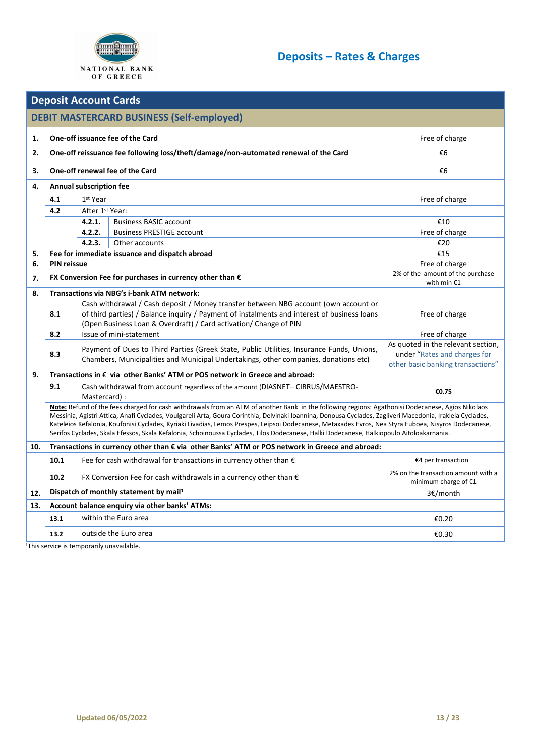# Deposits – Rates & Charges

## Deposit Account Cards

### DEBIT MASTERCARD BUSINESS (Self-employed)

| | | | | |
|---|---|---|---|---|
| **1.** | **One-off issuance fee of the Card** | | | Free of charge |
| **2.** | **One-off reissuance fee following loss/theft/damage/non-automated renewal of the Card** | | | €6 |
| **3.** | **One-off renewal fee of the Card** | | | €6 |
| **4.** | **Annual subscription fee** | | | |
| | **4.1** | 1st Year | | Free of charge |
| | **4.2** | After 1st Year: | | |
| | | **4.2.1.** | Business BASIC account | €10 |
| | | **4.2.2.** | Business PRESTIGE account | Free of charge |
| | | **4.2.3.** | Other accounts | €20 |
| **5.** | **Fee for immediate issuance and dispatch abroad** | | | €15 |
| **6.** | **PIN reissue** | | | Free of charge |
| **7.** | **FX Conversion Fee for purchases in currency other than €** | | | 2% of the amount of the purchase with min €1 |
| **8.** | **Transactions via NBG's i-bank ATM network:** | | | |
| | **8.1** | Cash withdrawal / Cash deposit / Money transfer between NBG account (own account or of third parties) / Balance inquiry / Payment of instalments and interest of business loans (Open Business Loan & Overdraft) / Card activation/ Change of PIN | | Free of charge |
| | **8.2** | Issue of mini-statement | | Free of charge |
| | **8.3** | Payment of Dues to Third Parties (Greek State, Public Utilities, Insurance Funds, Unions, Chambers, Municipalities and Municipal Undertakings, other companies, donations etc) | | As quoted in the relevant section, under "Rates and charges for other basic banking transactions" |
| **9.** | **Transactions in € via other Banks' ATM or POS network in Greece and abroad:** | | | |
| | **9.1** | Cash withdrawal from account regardless of the amount (DIASNET– CIRRUS/MAESTRO-Mastercard) : | | **€0.75** |
| | **Note:** Refund of the fees charged for cash withdrawals from an ATM of another Bank in the following regions: Agathonisi Dodecanese, Agios Nikolaos Messinia, Agistri Attica, Anafi Cyclades, Voulgareli Arta, Goura Corinthia, Delvinaki Ioannina, Donousa Cyclades, Zagliveri Macedonia, Irakleia Cyclades, Kateleios Kefalonia, Koufonisi Cyclades, Kyriaki Livadias, Lemos Prespes, Leipsoi Dodecanese, Metaxades Evros, Nea Styra Euboea, Nisyros Dodecanese, Serifos Cyclades, Skala Efessos, Skala Kefalonia, Schoinoussa Cyclades, Tilos Dodecanese, Halki Dodecanese, Halkiopoulo Aitoloakarnania. | | | |
| **10.** | **Transactions in currency other than € via other Banks' ATM or POS network in Greece and abroad:** | | | |
| | **10.1** | Fee for cash withdrawal for transactions in currency other than € | | €4 per transaction |
| | **10.2** | FX Conversion Fee for cash withdrawals in a currency other than € | | 2% on the transaction amount with a minimum charge of €1 |
| **12.** | **Dispatch of monthly statement by mail[1]** | | | 3€/month |
| **13.** | **Account balance enquiry via other banks' ATMs:** | | | |
| | **13.1** | within the Euro area | | €0.20 |
| | **13.2** | outside the Euro area | | €0.30 |

[1]This service is temporarily unavailable.

Updated 06/05/2022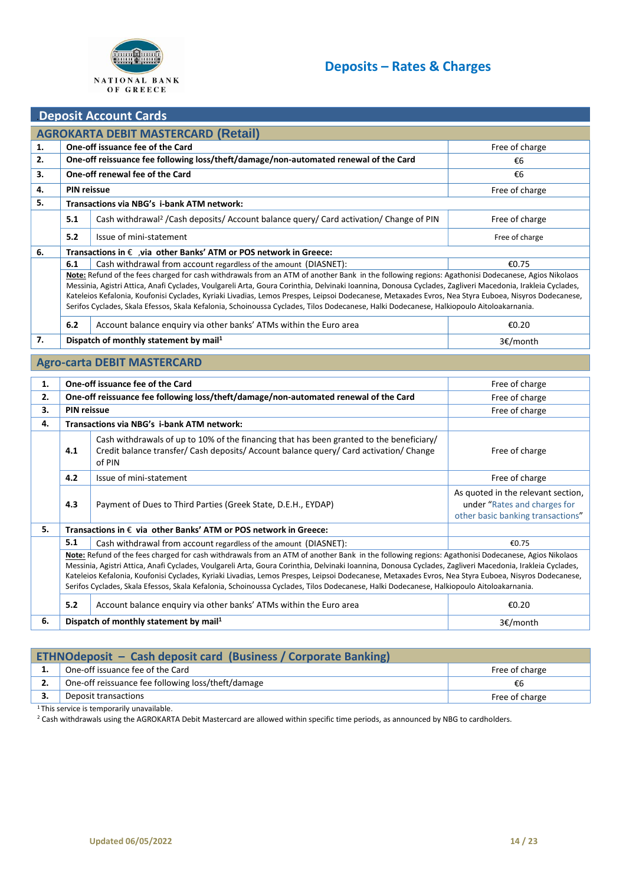# Deposits – Rates & Charges

## Deposit Account Cards

### AGROKARTA DEBIT MASTERCARD (Retail)

| | | | |
|---|---|---|---|
| **1.** | **One-off issuance fee of the Card** | | Free of charge |
| **2.** | **One-off reissuance fee following loss/theft/damage/non-automated renewal of the Card** | | €6 |
| **3.** | **One-off renewal fee of the Card** | | €6 |
| **4.** | **PIN reissue** | | Free of charge |
| **5.** | **Transactions via NBG's i-bank ATM network:** | | |
| | 5.1 | Cash withdrawal[2] /Cash deposits/ Account balance query/ Card activation/ Change of PIN | Free of charge |
| | 5.2 | Issue of mini-statement | Free of charge |
| **6.** | **Transactions in € ,via other Banks' ATM or POS network in Greece:** | | |
| | 6.1 | Cash withdrawal from account regardless of the amount (DIASNET): | €0.75 |
| | **Note:** Refund of the fees charged for cash withdrawals from an ATM of another Bank in the following regions: Agathonisi Dodecanese, Agios Nikolaos Messinia, Agistri Attica, Anafi Cyclades, Voulgareli Arta, Goura Corinthia, Delvinaki Ioannina, Donousa Cyclades, Zagliveri Macedonia, Irakleia Cyclades, Kateleios Kefalonia, Koufonisi Cyclades, Kyriaki Livadias, Lemos Prespes, Leipsoi Dodecanese, Metaxades Evros, Nea Styra Euboea, Nisyros Dodecanese, Serifos Cyclades, Skala Efessos, Skala Kefalonia, Schoinoussa Cyclades, Tilos Dodecanese, Halki Dodecanese, Halkiopoulo Aitoloakarnania. | | |
| | 6.2 | Account balance enquiry via other banks' ATMs within the Euro area | €0.20 |
| **7.** | **Dispatch of monthly statement by mail[1]** | | 3€/month |

### Agro-carta DEBIT MASTERCARD

| | | | |
|---|---|---|---|
| **1.** | **One-off issuance fee of the Card** | | Free of charge |
| **2.** | **One-off reissuance fee following loss/theft/damage/non-automated renewal of the Card** | | Free of charge |
| **3.** | **PIN reissue** | | Free of charge |
| **4.** | **Transactions via NBG's i-bank ATM network:** | | |
| | 4.1 | Cash withdrawals of up to 10% of the financing that has been granted to the beneficiary/ Credit balance transfer/ Cash deposits/ Account balance query/ Card activation/ Change of PIN | Free of charge |
| | 4.2 | Issue of mini-statement | Free of charge |
| | 4.3 | Payment of Dues to Third Parties (Greek State, D.E.H., EYDAP) | As quoted in the relevant section, under "Rates and charges for other basic banking transactions" |
| **5.** | **Transactions in € via other Banks' ATM or POS network in Greece:** | | |
| | 5.1 | Cash withdrawal from account regardless of the amount (DIASNET): | €0.75 |
| | **Note:** Refund of the fees charged for cash withdrawals from an ATM of another Bank in the following regions: Agathonisi Dodecanese, Agios Nikolaos Messinia, Agistri Attica, Anafi Cyclades, Voulgareli Arta, Goura Corinthia, Delvinaki Ioannina, Donousa Cyclades, Zagliveri Macedonia, Irakleia Cyclades, Kateleios Kefalonia, Koufonisi Cyclades, Kyriaki Livadias, Lemos Prespes, Leipsoi Dodecanese, Metaxades Evros, Nea Styra Euboea, Nisyros Dodecanese, Serifos Cyclades, Skala Efessos, Skala Kefalonia, Schoinoussa Cyclades, Tilos Dodecanese, Halki Dodecanese, Halkiopoulo Aitoloakarnania. | | |
| | 5.2 | Account balance enquiry via other banks' ATMs within the Euro area | €0.20 |
| **6.** | **Dispatch of monthly statement by mail[1]** | | 3€/month |

### ETHNOdeposit – Cash deposit card (Business / Corporate Banking)

| | | |
|---|---|---|
| **1.** | One-off issuance fee of the Card | Free of charge |
| **2.** | One-off reissuance fee following loss/theft/damage | €6 |
| **3.** | Deposit transactions | Free of charge |

[1] This service is temporarily unavailable.

[2] Cash withdrawals using the AGROKARTA Debit Mastercard are allowed within specific time periods, as announced by NBG to cardholders.

Updated 06/05/2022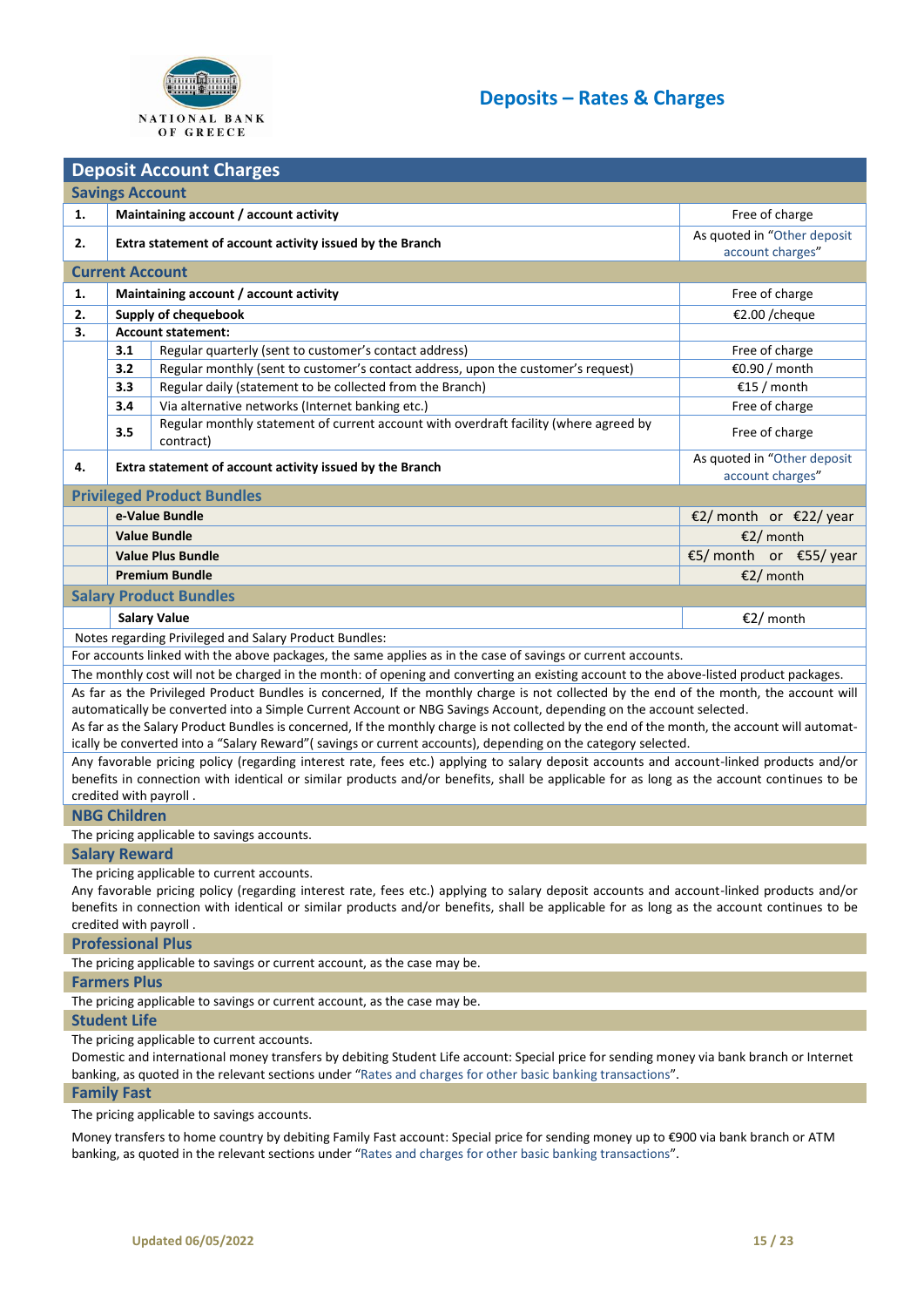# Deposits – Rates & Charges

## Deposit Account Charges

### Savings Account

| | | |
|---|---|---|
| **1.** | **Maintaining account / account activity** | Free of charge |
| **2.** | **Extra statement of account activity issued by the Branch** | As quoted in "Other deposit account charges" |

### Current Account

| | | | |
|---|---|---|---|
| **1.** | **Maintaining account / account activity** | | Free of charge |
| **2.** | **Supply of chequebook** | | €2.00 /cheque |
| **3.** | **Account statement:** | | |
| | **3.1** | Regular quarterly (sent to customer's contact address) | Free of charge |
| | **3.2** | Regular monthly (sent to customer's contact address, upon the customer's request) | €0.90 / month |
| | **3.3** | Regular daily (statement to be collected from the Branch) | €15 / month |
| | **3.4** | Via alternative networks (Internet banking etc.) | Free of charge |
| | **3.5** | Regular monthly statement of current account with overdraft facility (where agreed by contract) | Free of charge |
| **4.** | **Extra statement of account activity issued by the Branch** | | As quoted in "Other deposit account charges" |

### Privileged Product Bundles

| | |
|---|---|
| **e-Value Bundle** | €2/ month or €22/ year |
| **Value Bundle** | €2/ month |
| **Value Plus Bundle** | €5/ month or €55/ year |
| **Premium Bundle** | €2/ month |

### Salary Product Bundles

| | |
|---|---|
| **Salary Value** | €2/ month |

Notes regarding Privileged and Salary Product Bundles:

For accounts linked with the above packages, the same applies as in the case of savings or current accounts.

The monthly cost will not be charged in the month: of opening and converting an existing account to the above-listed product packages.

As far as the Privileged Product Bundles is concerned, If the monthly charge is not collected by the end of the month, the account will automatically be converted into a Simple Current Account or NBG Savings Account, depending on the account selected.

As far as the Salary Product Bundles is concerned, If the monthly charge is not collected by the end of the month, the account will automatically be converted into a "Salary Reward"( savings or current accounts), depending on the category selected.

Any favorable pricing policy (regarding interest rate, fees etc.) applying to salary deposit accounts and account-linked products and/or benefits in connection with identical or similar products and/or benefits, shall be applicable for as long as the account continues to be credited with payroll .

### NBG Children

The pricing applicable to savings accounts.

### Salary Reward

The pricing applicable to current accounts.

Any favorable pricing policy (regarding interest rate, fees etc.) applying to salary deposit accounts and account-linked products and/or benefits in connection with identical or similar products and/or benefits, shall be applicable for as long as the account continues to be credited with payroll .

### Professional Plus

The pricing applicable to savings or current account, as the case may be.

### Farmers Plus

The pricing applicable to savings or current account, as the case may be.

### Student Life

The pricing applicable to current accounts.

Domestic and international money transfers by debiting Student Life account: Special price for sending money via bank branch or Internet banking, as quoted in the relevant sections under "Rates and charges for other basic banking transactions".

### Family Fast

The pricing applicable to savings accounts.

Money transfers to home country by debiting Family Fast account: Special price for sending money up to €900 via bank branch or ATM banking, as quoted in the relevant sections under "Rates and charges for other basic banking transactions".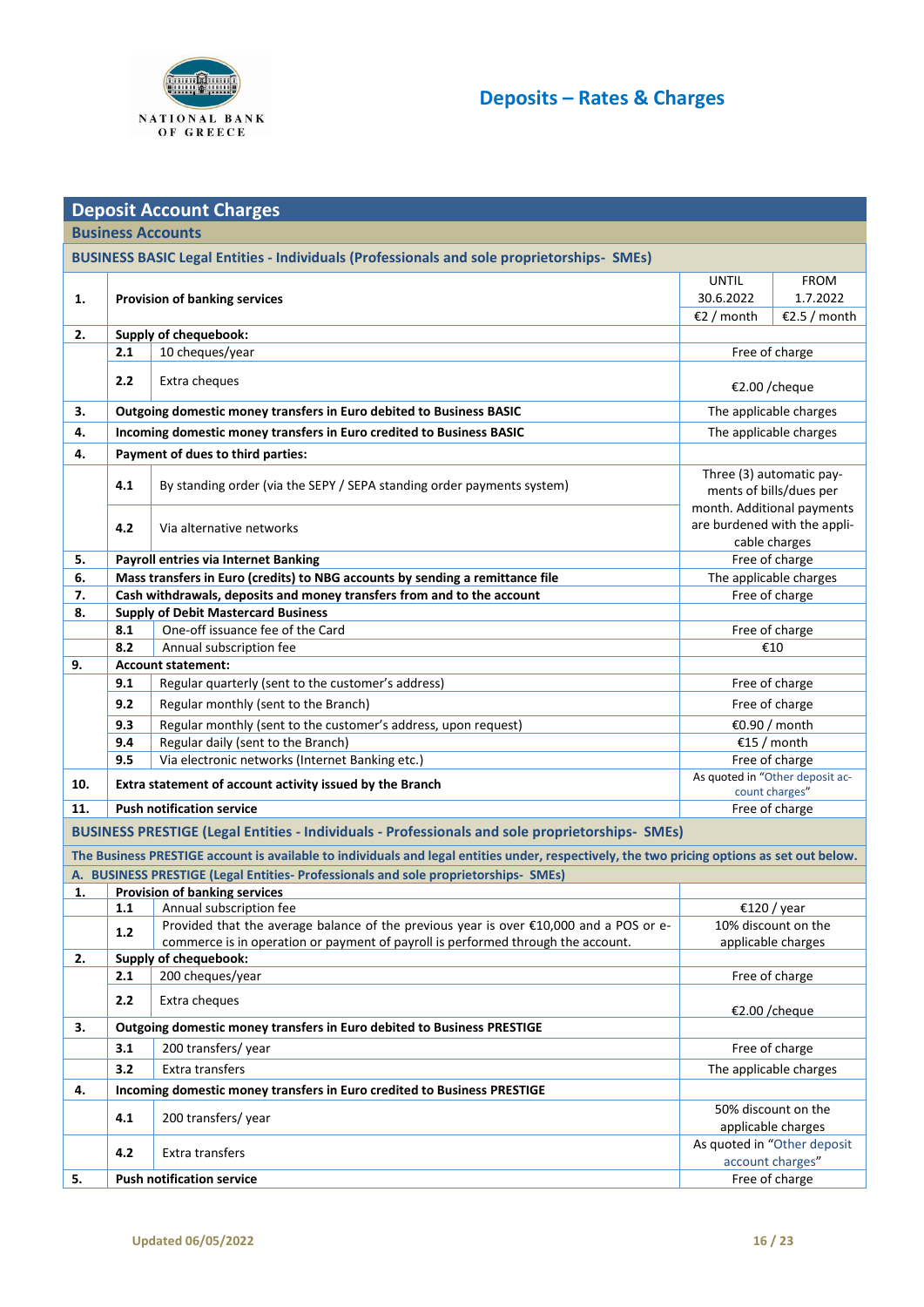# Deposits – Rates & Charges

## Deposit Account Charges

### Business Accounts

#### BUSINESS BASIC Legal Entities - Individuals (Professionals and sole proprietorships- SMEs)

| | | | UNTIL 30.6.2022 | FROM 1.7.2022 |
|---|---|---|---|---|
| **1.** | **Provision of banking services** | | €2 / month | €2.5 / month |
| **2.** | **Supply of chequebook:** | | | |
| | **2.1** | 10 cheques/year | Free of charge | |
| | **2.2** | Extra cheques | €2.00 /cheque | |
| **3.** | **Outgoing domestic money transfers in Euro debited to Business BASIC** | | The applicable charges | |
| **4.** | **Incoming domestic money transfers in Euro credited to Business BASIC** | | The applicable charges | |
| **4.** | **Payment of dues to third parties:** | | | |
| | **4.1** | By standing order (via the SEPY / SEPA standing order payments system) | Three (3) automatic payments of bills/dues per month. Additional payments are burdened with the applicable charges | |
| | **4.2** | Via alternative networks | | |
| **5.** | **Payroll entries via Internet Banking** | | Free of charge | |
| **6.** | **Mass transfers in Euro (credits) to NBG accounts by sending a remittance file** | | The applicable charges | |
| **7.** | **Cash withdrawals, deposits and money transfers from and to the account** | | Free of charge | |
| **8.** | **Supply of Debit Mastercard Business** | | | |
| | **8.1** | One-off issuance fee of the Card | Free of charge | |
| | **8.2** | Annual subscription fee | €10 | |
| **9.** | **Account statement:** | | | |
| | **9.1** | Regular quarterly (sent to the customer's address) | Free of charge | |
| | **9.2** | Regular monthly (sent to the Branch) | Free of charge | |
| | **9.3** | Regular monthly (sent to the customer's address, upon request) | €0.90 / month | |
| | **9.4** | Regular daily (sent to the Branch) | €15 / month | |
| | **9.5** | Via electronic networks (Internet Banking etc.) | Free of charge | |
| **10.** | **Extra statement of account activity issued by the Branch** | | As quoted in "Other deposit account charges" | |
| **11.** | **Push notification service** | | Free of charge | |

#### BUSINESS PRESTIGE (Legal Entities - Individuals - Professionals and sole proprietorships- SMEs)

**The Business PRESTIGE account is available to individuals and legal entities under, respectively, the two pricing options as set out below.**

**A. BUSINESS PRESTIGE (Legal Entities- Professionals and sole proprietorships- SMEs)**

| | | | |
|---|---|---|---|
| **1.** | **Provision of banking services** | | |
| | **1.1** | Annual subscription fee | €120 / year |
| | **1.2** | Provided that the average balance of the previous year is over €10,000 and a POS or e-commerce is in operation or payment of payroll is performed through the account. | 10% discount on the applicable charges |
| **2.** | **Supply of chequebook:** | | |
| | **2.1** | 200 cheques/year | Free of charge |
| | **2.2** | Extra cheques | €2.00 /cheque |
| **3.** | **Outgoing domestic money transfers in Euro debited to Business PRESTIGE** | | |
| | **3.1** | 200 transfers/ year | Free of charge |
| | **3.2** | Extra transfers | The applicable charges |
| **4.** | **Incoming domestic money transfers in Euro credited to Business PRESTIGE** | | |
| | **4.1** | 200 transfers/ year | 50% discount on the applicable charges |
| | **4.2** | Extra transfers | As quoted in "Other deposit account charges" |
| **5.** | **Push notification service** | | Free of charge |

Updated 06/05/2022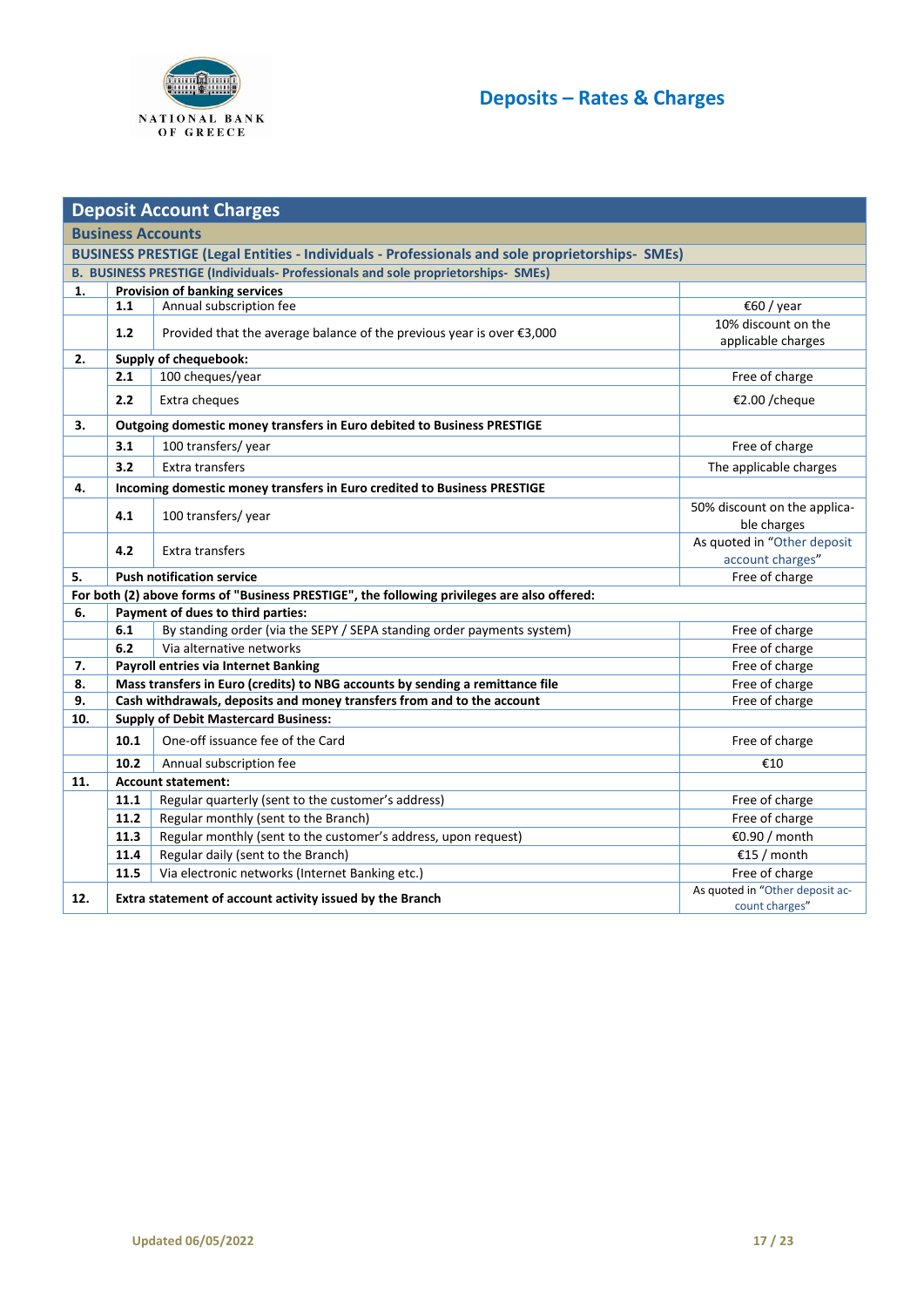# Deposits – Rates & Charges

## Deposit Account Charges

### Business Accounts

**BUSINESS PRESTIGE (Legal Entities - Individuals - Professionals and sole proprietorships- SMEs)**

**B. BUSINESS PRESTIGE (Individuals- Professionals and sole proprietorships- SMEs)**

| | | | |
|---|---|---|---|
| **1.** | **Provision of banking services** | | |
| | **1.1** | Annual subscription fee | €60 / year |
| | **1.2** | Provided that the average balance of the previous year is over €3,000 | 10% discount on the applicable charges |
| **2.** | **Supply of chequebook:** | | |
| | **2.1** | 100 cheques/year | Free of charge |
| | **2.2** | Extra cheques | €2.00 /cheque |
| **3.** | **Outgoing domestic money transfers in Euro debited to Business PRESTIGE** | | |
| | **3.1** | 100 transfers/ year | Free of charge |
| | **3.2** | Extra transfers | The applicable charges |
| **4.** | **Incoming domestic money transfers in Euro credited to Business PRESTIGE** | | |
| | **4.1** | 100 transfers/ year | 50% discount on the applicable charges |
| | **4.2** | Extra transfers | As quoted in "Other deposit account charges" |
| **5.** | **Push notification service** | | Free of charge |
| **For both (2) above forms of "Business PRESTIGE", the following privileges are also offered:** | | | |
| **6.** | **Payment of dues to third parties:** | | |
| | **6.1** | By standing order (via the SEPY / SEPA standing order payments system) | Free of charge |
| | **6.2** | Via alternative networks | Free of charge |
| **7.** | **Payroll entries via Internet Banking** | | Free of charge |
| **8.** | **Mass transfers in Euro (credits) to NBG accounts by sending a remittance file** | | Free of charge |
| **9.** | **Cash withdrawals, deposits and money transfers from and to the account** | | Free of charge |
| **10.** | **Supply of Debit Mastercard Business:** | | |
| | **10.1** | One-off issuance fee of the Card | Free of charge |
| | **10.2** | Annual subscription fee | €10 |
| **11.** | **Account statement:** | | |
| | **11.1** | Regular quarterly (sent to the customer's address) | Free of charge |
| | **11.2** | Regular monthly (sent to the Branch) | Free of charge |
| | **11.3** | Regular monthly (sent to the customer's address, upon request) | €0.90 / month |
| | **11.4** | Regular daily (sent to the Branch) | €15 / month |
| | **11.5** | Via electronic networks (Internet Banking etc.) | Free of charge |
| **12.** | **Extra statement of account activity issued by the Branch** | | As quoted in "Other deposit account charges" |

Updated 06/05/2022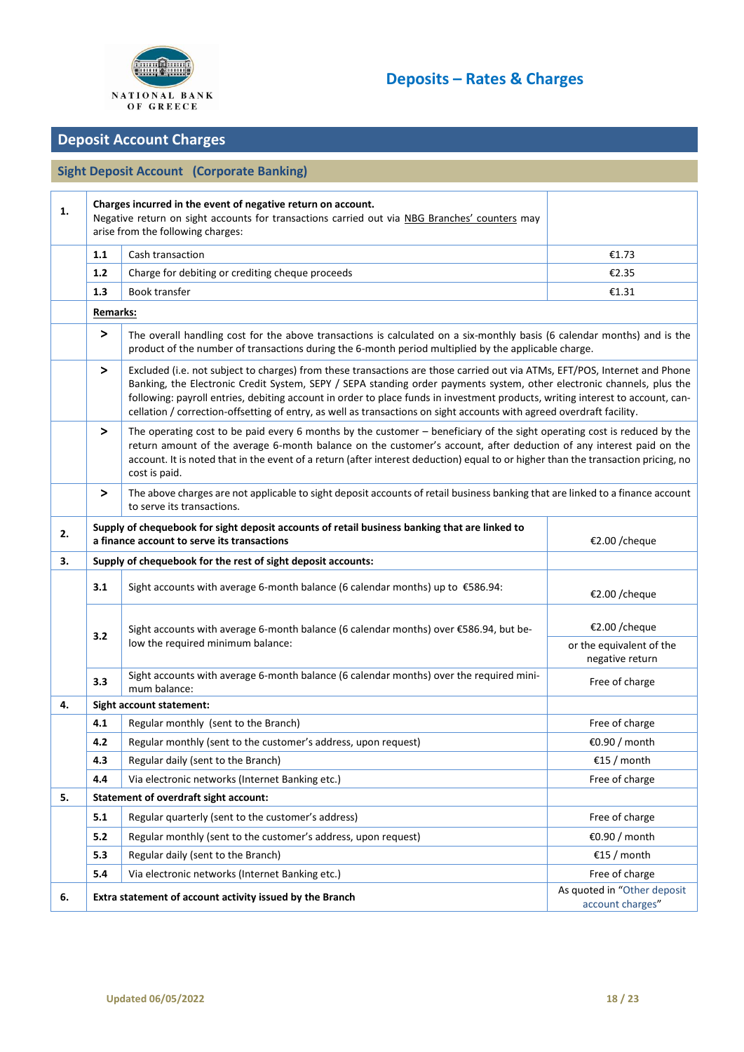# Deposits – Rates & Charges

## Deposit Account Charges

### Sight Deposit Account (Corporate Banking)

| | | | |
|---|---|---|---|
| **1.** | **Charges incurred in the event of negative return on account.** Negative return on sight accounts for transactions carried out via NBG Branches' counters may arise from the following charges: | | |
| | **1.1** | Cash transaction | €1.73 |
| | **1.2** | Charge for debiting or crediting cheque proceeds | €2.35 |
| | **1.3** | Book transfer | €1.31 |
| | **Remarks:** | | |
| | **>** | The overall handling cost for the above transactions is calculated on a six-monthly basis (6 calendar months) and is the product of the number of transactions during the 6-month period multiplied by the applicable charge. | |
| | **>** | Excluded (i.e. not subject to charges) from these transactions are those carried out via ATMs, EFT/POS, Internet and Phone Banking, the Electronic Credit System, SEPY / SEPA standing order payments system, other electronic channels, plus the following: payroll entries, debiting account in order to place funds in investment products, writing interest to account, cancellation / correction-offsetting of entry, as well as transactions on sight accounts with agreed overdraft facility. | |
| | **>** | The operating cost to be paid every 6 months by the customer – beneficiary of the sight operating cost is reduced by the return amount of the average 6-month balance on the customer's account, after deduction of any interest paid on the account. It is noted that in the event of a return (after interest deduction) equal to or higher than the transaction pricing, no cost is paid. | |
| | **>** | The above charges are not applicable to sight deposit accounts of retail business banking that are linked to a finance account to serve its transactions. | |
| **2.** | **Supply of chequebook for sight deposit accounts of retail business banking that are linked to a finance account to serve its transactions** | | €2.00 /cheque |
| **3.** | **Supply of chequebook for the rest of sight deposit accounts:** | | |
| | **3.1** | Sight accounts with average 6-month balance (6 calendar months) up to €586.94: | €2.00 /cheque |
| | **3.2** | Sight accounts with average 6-month balance (6 calendar months) over €586.94, but below the required minimum balance: | €2.00 /cheque or the equivalent of the negative return |
| | **3.3** | Sight accounts with average 6-month balance (6 calendar months) over the required minimum balance: | Free of charge |
| **4.** | **Sight account statement:** | | |
| | **4.1** | Regular monthly (sent to the Branch) | Free of charge |
| | **4.2** | Regular monthly (sent to the customer's address, upon request) | €0.90 / month |
| | **4.3** | Regular daily (sent to the Branch) | €15 / month |
| | **4.4** | Via electronic networks (Internet Banking etc.) | Free of charge |
| **5.** | **Statement of overdraft sight account:** | | |
| | **5.1** | Regular quarterly (sent to the customer's address) | Free of charge |
| | **5.2** | Regular monthly (sent to the customer's address, upon request) | €0.90 / month |
| | **5.3** | Regular daily (sent to the Branch) | €15 / month |
| | **5.4** | Via electronic networks (Internet Banking etc.) | Free of charge |
| **6.** | **Extra statement of account activity issued by the Branch** | | As quoted in "Other deposit account charges" |

Updated 06/05/2022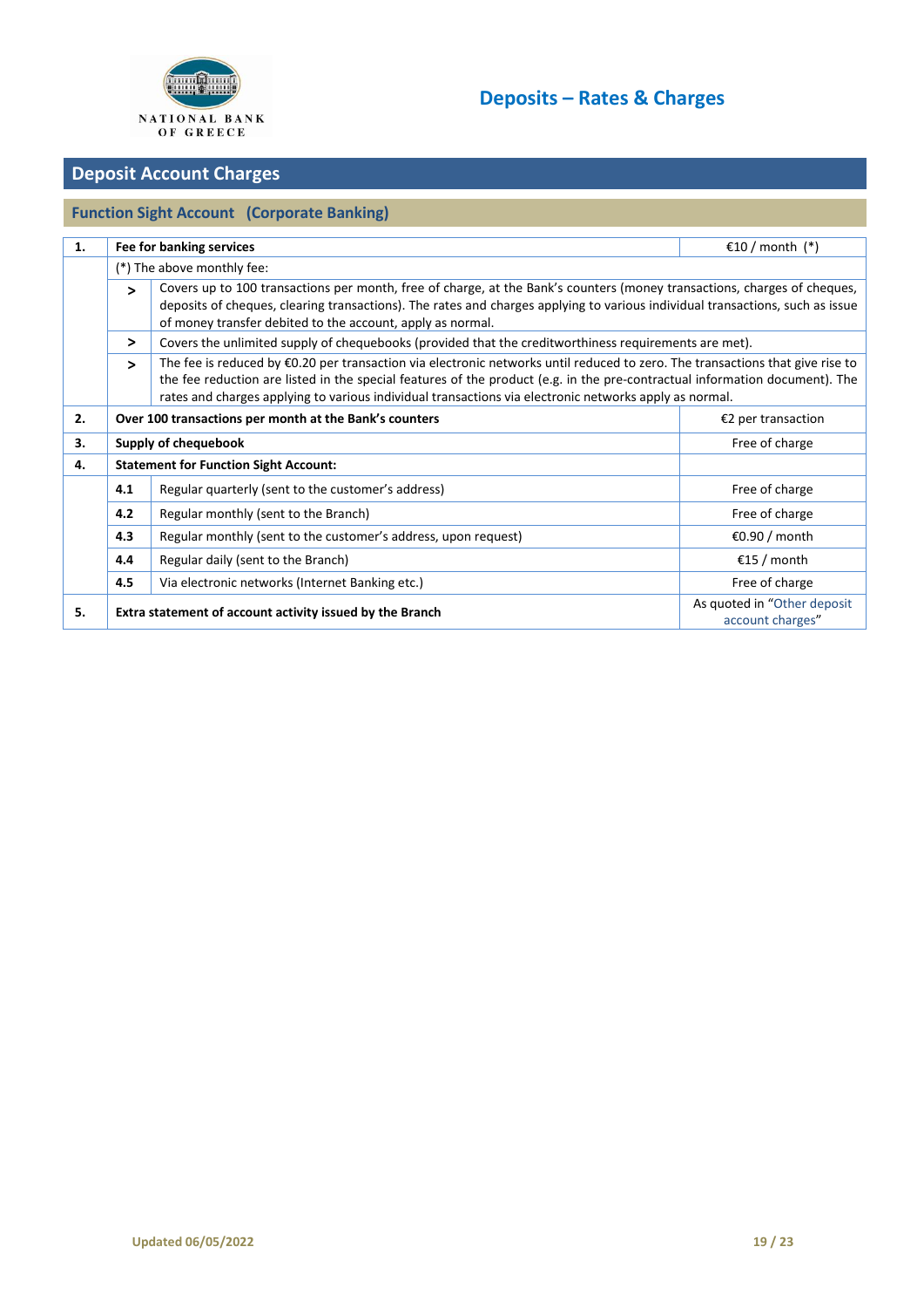# Deposits – Rates & Charges

## Deposit Account Charges

### Function Sight Account (Corporate Banking)

| | | | |
|---|---|---|---|
| **1.** | **Fee for banking services** | | €10 / month (*) |
| | (*) The above monthly fee: | | |
| | > | Covers up to 100 transactions per month, free of charge, at the Bank's counters (money transactions, charges of cheques, deposits of cheques, clearing transactions). The rates and charges applying to various individual transactions, such as issue of money transfer debited to the account, apply as normal. | |
| | > | Covers the unlimited supply of chequebooks (provided that the creditworthiness requirements are met). | |
| | > | The fee is reduced by €0.20 per transaction via electronic networks until reduced to zero. The transactions that give rise to the fee reduction are listed in the special features of the product (e.g. in the pre-contractual information document). The rates and charges applying to various individual transactions via electronic networks apply as normal. | |
| **2.** | **Over 100 transactions per month at the Bank's counters** | | €2 per transaction |
| **3.** | **Supply of chequebook** | | Free of charge |
| **4.** | **Statement for Function Sight Account:** | | |
| | **4.1** | Regular quarterly (sent to the customer's address) | Free of charge |
| | **4.2** | Regular monthly (sent to the Branch) | Free of charge |
| | **4.3** | Regular monthly (sent to the customer's address, upon request) | €0.90 / month |
| | **4.4** | Regular daily (sent to the Branch) | €15 / month |
| | **4.5** | Via electronic networks (Internet Banking etc.) | Free of charge |
| **5.** | **Extra statement of account activity issued by the Branch** | | As quoted in "Other deposit account charges" |

Updated 06/05/2022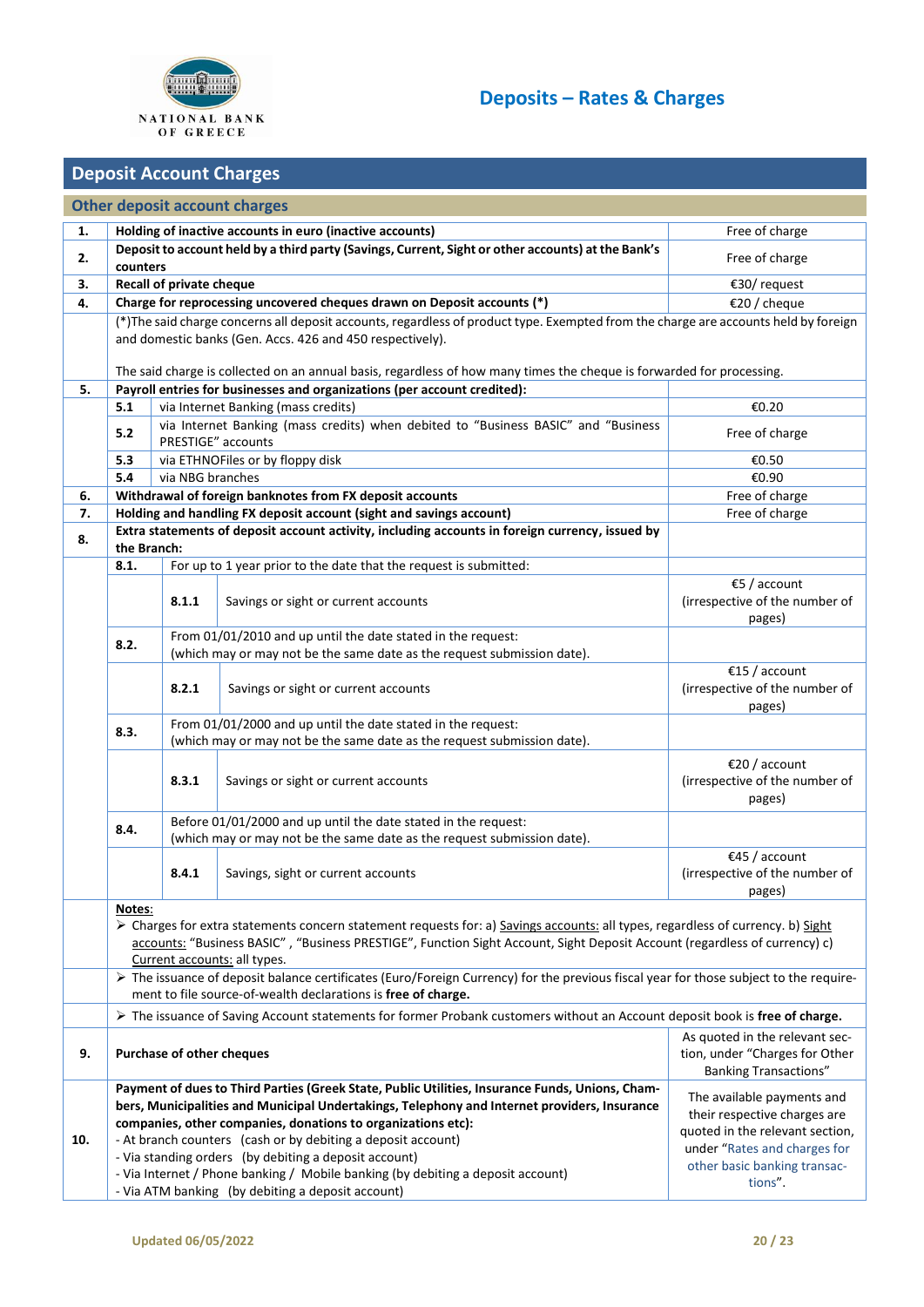# Deposits – Rates & Charges

## Deposit Account Charges

### Other deposit account charges

| | | | | |
|---|---|---|---|---|
| **1.** | **Holding of inactive accounts in euro (inactive accounts)** | | | Free of charge |
| **2.** | **Deposit to account held by a third party (Savings, Current, Sight or other accounts) at the Bank's counters** | | | Free of charge |
| **3.** | **Recall of private cheque** | | | €30/ request |
| **4.** | **Charge for reprocessing uncovered cheques drawn on Deposit accounts (*)** | | | €20 / cheque |
| | (*)The said charge concerns all deposit accounts, regardless of product type. Exempted from the charge are accounts held by foreign and domestic banks (Gen. Accs. 426 and 450 respectively).<br><br>The said charge is collected on an annual basis, regardless of how many times the cheque is forwarded for processing. | | | |
| **5.** | **Payroll entries for businesses and organizations (per account credited):** | | | |
| | 5.1 | via Internet Banking (mass credits) | | €0.20 |
| | 5.2 | via Internet Banking (mass credits) when debited to "Business BASIC" and "Business PRESTIGE" accounts | | Free of charge |
| | 5.3 | via ETHNOFiles or by floppy disk | | €0.50 |
| | 5.4 | via NBG branches | | €0.90 |
| **6.** | **Withdrawal of foreign banknotes from FX deposit accounts** | | | Free of charge |
| **7.** | **Holding and handling FX deposit account (sight and savings account)** | | | Free of charge |
| **8.** | **Extra statements of deposit account activity, including accounts in foreign currency, issued by the Branch:** | | | |
| | **8.1.** | For up to 1 year prior to the date that the request is submitted: | | |
| | | **8.1.1** | Savings or sight or current accounts | €5 / account (irrespective of the number of pages) |
| | **8.2.** | From 01/01/2010 and up until the date stated in the request: (which may or may not be the same date as the request submission date). | | |
| | | **8.2.1** | Savings or sight or current accounts | €15 / account (irrespective of the number of pages) |
| | **8.3.** | From 01/01/2000 and up until the date stated in the request: (which may or may not be the same date as the request submission date). | | |
| | | **8.3.1** | Savings or sight or current accounts | €20 / account (irrespective of the number of pages) |
| | **8.4.** | Before 01/01/2000 and up until the date stated in the request: (which may or may not be the same date as the request submission date). | | |
| | | **8.4.1** | Savings, sight or current accounts | €45 / account (irrespective of the number of pages) |
| | Notes:<br>➢ Charges for extra statements concern statement requests for: a) Savings accounts: all types, regardless of currency. b) Sight accounts: "Business BASIC", "Business PRESTIGE", Function Sight Account, Sight Deposit Account (regardless of currency) c) Current accounts: all types. | | | |
| | ➢ The issuance of deposit balance certificates (Euro/Foreign Currency) for the previous fiscal year for those subject to the requirement to file source-of-wealth declarations is **free of charge.** | | | |
| | ➢ The issuance of Saving Account statements for former Probank customers without an Account deposit book is **free of charge.** | | | |
| **9.** | **Purchase of other cheques** | | | As quoted in the relevant section, under "Charges for Other Banking Transactions" |
| **10.** | **Payment of dues to Third Parties (Greek State, Public Utilities, Insurance Funds, Unions, Chambers, Municipalities and Municipal Undertakings, Telephony and Internet providers, Insurance companies, other companies, donations to organizations etc):**<br>- At branch counters (cash or by debiting a deposit account)<br>- Via standing orders (by debiting a deposit account)<br>- Via Internet / Phone banking / Mobile banking (by debiting a deposit account)<br>- Via ATM banking (by debiting a deposit account) | | | The available payments and their respective charges are quoted in the relevant section, under "Rates and charges for other basic banking transactions". |

Updated 06/05/2022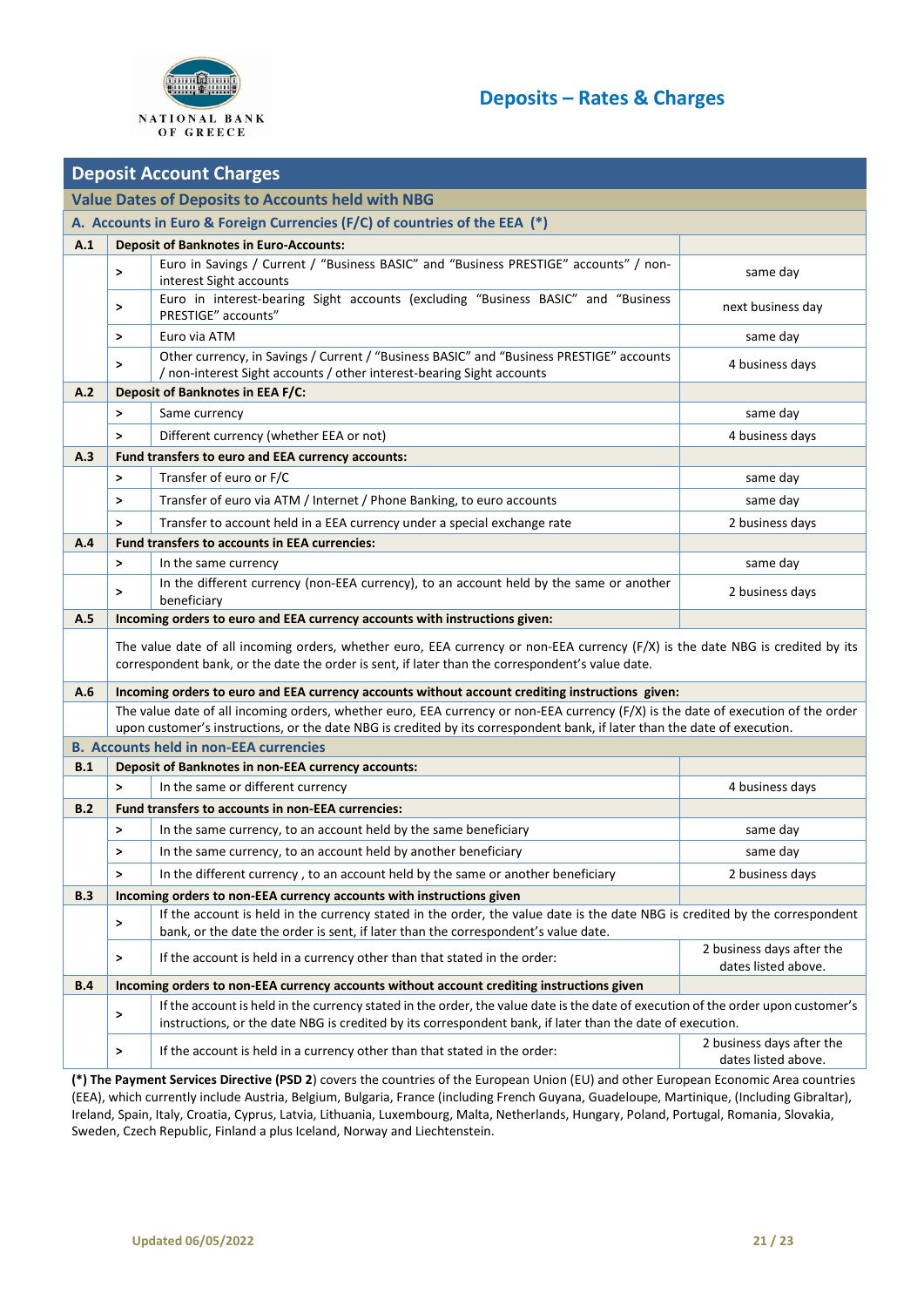# Deposits – Rates & Charges

## Deposit Account Charges

### Value Dates of Deposits to Accounts held with NBG

| | | | |
|---|---|---|---|
| **A. Accounts in Euro & Foreign Currencies (F/C) of countries of the EEA (*)** | | | |
| **A.1** | **Deposit of Banknotes in Euro-Accounts:** | | |
| | > | Euro in Savings / Current / "Business BASIC" and "Business PRESTIGE" accounts" / non-interest Sight accounts | same day |
| | > | Euro in interest-bearing Sight accounts (excluding "Business BASIC" and "Business PRESTIGE" accounts" | next business day |
| | > | Euro via ATM | same day |
| | > | Other currency, in Savings / Current / "Business BASIC" and "Business PRESTIGE" accounts / non-interest Sight accounts / other interest-bearing Sight accounts | 4 business days |
| **A.2** | **Deposit of Banknotes in EEA F/C:** | | |
| | > | Same currency | same day |
| | > | Different currency (whether EEA or not) | 4 business days |
| **A.3** | **Fund transfers to euro and EEA currency accounts:** | | |
| | > | Transfer of euro or F/C | same day |
| | > | Transfer of euro via ATM / Internet / Phone Banking, to euro accounts | same day |
| | > | Transfer to account held in a EEA currency under a special exchange rate | 2 business days |
| **A.4** | **Fund transfers to accounts in EEA currencies:** | | |
| | > | In the same currency | same day |
| | > | In the different currency (non-EEA currency), to an account held by the same or another beneficiary | 2 business days |
| **A.5** | **Incoming orders to euro and EEA currency accounts with instructions given:** | | |
| | The value date of all incoming orders, whether euro, EEA currency or non-EEA currency (F/X) is the date NBG is credited by its correspondent bank, or the date the order is sent, if later than the correspondent's value date. | | |
| **A.6** | **Incoming orders to euro and EEA currency accounts without account crediting instructions given:** | | |
| | The value date of all incoming orders, whether euro, EEA currency or non-EEA currency (F/X) is the date of execution of the order upon customer's instructions, or the date NBG is credited by its correspondent bank, if later than the date of execution. | | |
| **B. Accounts held in non-EEA currencies** | | | |
| **B.1** | **Deposit of Banknotes in non-EEA currency accounts:** | | |
| | > | In the same or different currency | 4 business days |
| **B.2** | **Fund transfers to accounts in non-EEA currencies:** | | |
| | > | In the same currency, to an account held by the same beneficiary | same day |
| | > | In the same currency, to an account held by another beneficiary | same day |
| | > | In the different currency , to an account held by the same or another beneficiary | 2 business days |
| **B.3** | **Incoming orders to non-EEA currency accounts with instructions given** | | |
| | > | If the account is held in the currency stated in the order, the value date is the date NBG is credited by the correspondent bank, or the date the order is sent, if later than the correspondent's value date. | |
| | > | If the account is held in a currency other than that stated in the order: | 2 business days after the dates listed above. |
| **B.4** | **Incoming orders to non-EEA currency accounts without account crediting instructions given** | | |
| | > | If the account is held in the currency stated in the order, the value date is the date of execution of the order upon customer's instructions, or the date NBG is credited by its correspondent bank, if later than the date of execution. | |
| | > | If the account is held in a currency other than that stated in the order: | 2 business days after the dates listed above. |

**(*) The Payment Services Directive (PSD 2**) covers the countries of the European Union (EU) and other European Economic Area countries (EEA), which currently include Austria, Belgium, Bulgaria, France (including French Guyana, Guadeloupe, Martinique, (Including Gibraltar), Ireland, Spain, Italy, Croatia, Cyprus, Latvia, Lithuania, Luxembourg, Malta, Netherlands, Hungary, Poland, Portugal, Romania, Slovakia, Sweden, Czech Republic, Finland a plus Iceland, Norway and Liechtenstein.

Updated 06/05/2022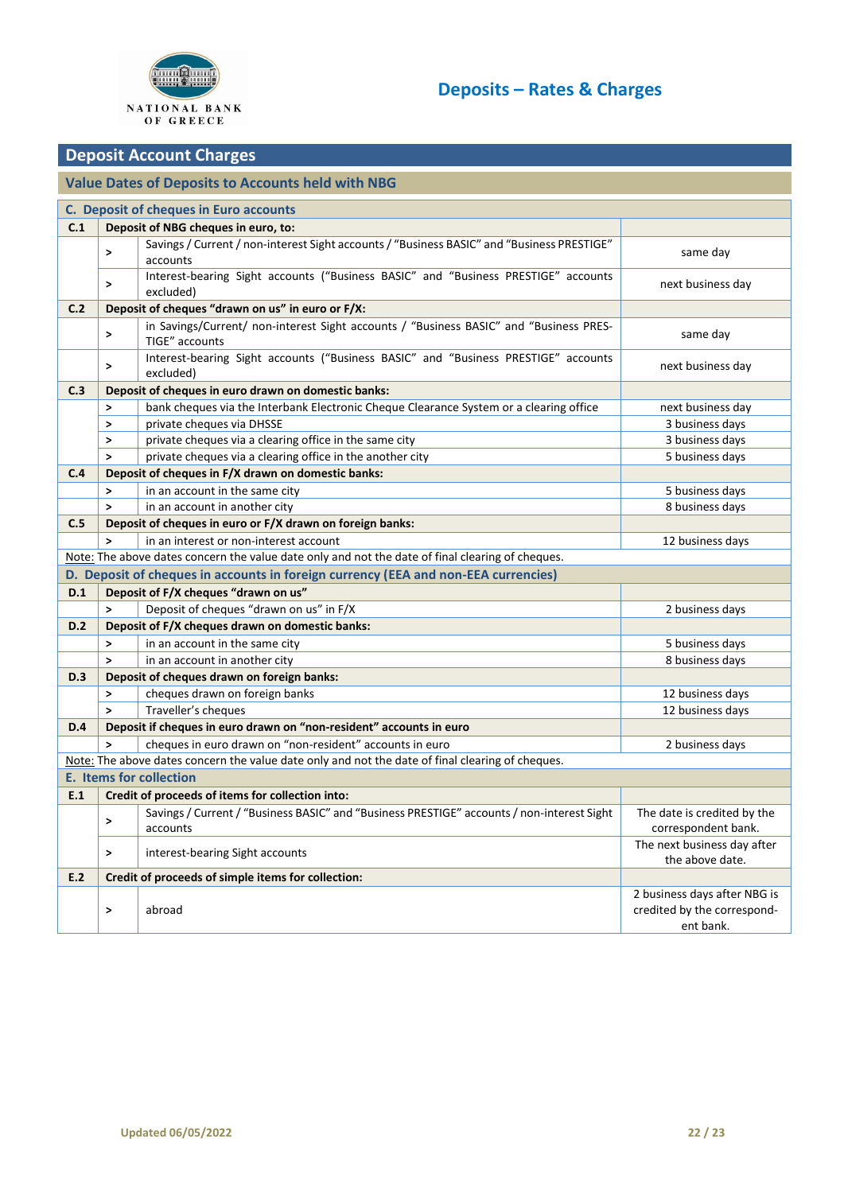## Deposit Account Charges

### Value Dates of Deposits to Accounts held with NBG

| C. Deposit of cheques in Euro accounts | | | |
|---|---|---|---|
| **C.1** | **Deposit of NBG cheques in euro, to:** | | |
| | > | Savings / Current / non-interest Sight accounts / “Business BASIC” and “Business PRESTIGE” accounts | same day |
| | > | Interest-bearing Sight accounts (“Business BASIC” and “Business PRESTIGE” accounts excluded) | next business day |
| **C.2** | **Deposit of cheques “drawn on us” in euro or F/X:** | | |
| | > | in Savings/Current/ non-interest Sight accounts / “Business BASIC” and “Business PRESTIGE” accounts | same day |
| | > | Interest-bearing Sight accounts (“Business BASIC” and “Business PRESTIGE” accounts excluded) | next business day |
| **C.3** | **Deposit of cheques in euro drawn on domestic banks:** | | |
| | > | bank cheques via the Interbank Electronic Cheque Clearance System or a clearing office | next business day |
| | > | private cheques via DHSSE | 3 business days |
| | > | private cheques via a clearing office in the same city | 3 business days |
| | > | private cheques via a clearing office in the another city | 5 business days |
| **C.4** | **Deposit of cheques in F/X drawn on domestic banks:** | | |
| | > | in an account in the same city | 5 business days |
| | > | in an account in another city | 8 business days |
| **C.5** | **Deposit of cheques in euro or F/X drawn on foreign banks:** | | |
| | > | in an interest or non-interest account | 12 business days |
| Note: The above dates concern the value date only and not the date of final clearing of cheques. | | | |
| **D. Deposit of cheques in accounts in foreign currency (EEA and non-EEA currencies)** | | | |
| **D.1** | **Deposit of F/X cheques “drawn on us”** | | |
| | > | Deposit of cheques “drawn on us” in F/X | 2 business days |
| **D.2** | **Deposit of F/X cheques drawn on domestic banks:** | | |
| | > | in an account in the same city | 5 business days |
| | > | in an account in another city | 8 business days |
| **D.3** | **Deposit of cheques drawn on foreign banks:** | | |
| | > | cheques drawn on foreign banks | 12 business days |
| | > | Traveller’s cheques | 12 business days |
| **D.4** | **Deposit if cheques in euro drawn on “non-resident” accounts in euro** | | |
| | > | cheques in euro drawn on “non-resident” accounts in euro | 2 business days |
| Note: The above dates concern the value date only and not the date of final clearing of cheques. | | | |
| **E. Items for collection** | | | |
| **E.1** | **Credit of proceeds of items for collection into:** | | |
| | > | Savings / Current / “Business BASIC” and “Business PRESTIGE” accounts / non-interest Sight accounts | The date is credited by the correspondent bank. |
| | > | interest-bearing Sight accounts | The next business day after the above date. |
| **E.2** | **Credit of proceeds of simple items for collection:** | | |
| | > | abroad | 2 business days after NBG is credited by the correspondent bank. |

Updated 06/05/2022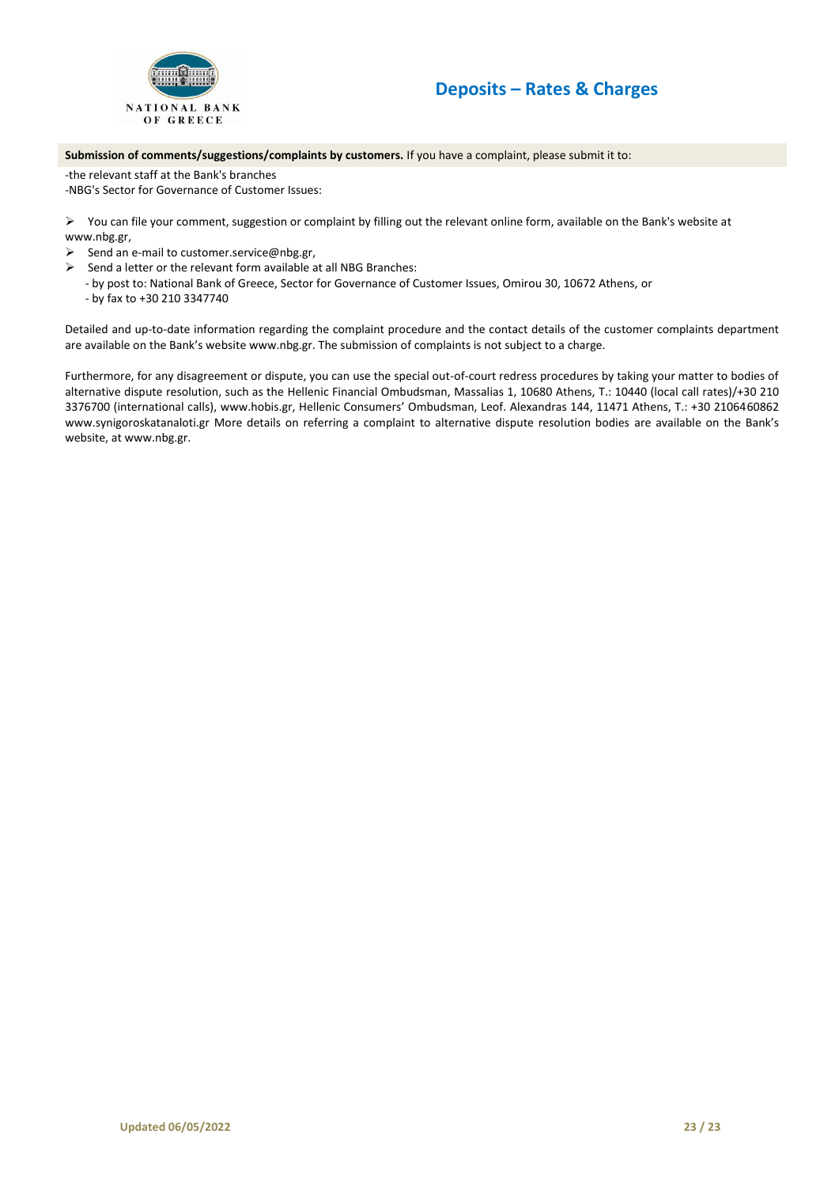**Submission of comments/suggestions/complaints by customers.** If you have a complaint, please submit it to:

-the relevant staff at the Bank's branches
-NBG's Sector for Governance of Customer Issues:

- You can file your comment, suggestion or complaint by filling out the relevant online form, available on the Bank's website at www.nbg.gr,
- Send an e-mail to customer.service@nbg.gr,
- Send a letter or the relevant form available at all NBG Branches:
  - by post to: National Bank of Greece, Sector for Governance of Customer Issues, Omirou 30, 10672 Athens, or
  - by fax to +30 210 3347740

Detailed and up-to-date information regarding the complaint procedure and the contact details of the customer complaints department are available on the Bank's website www.nbg.gr. The submission of complaints is not subject to a charge.

Furthermore, for any disagreement or dispute, you can use the special out-of-court redress procedures by taking your matter to bodies of alternative dispute resolution, such as the Hellenic Financial Ombudsman, Massalias 1, 10680 Athens, T.: 10440 (local call rates)/+30 210 3376700 (international calls), www.hobis.gr, Hellenic Consumers' Ombudsman, Leof. Alexandras 144, 11471 Athens, T.: +30 2106460862 www.synigoroskatanaloti.gr More details on referring a complaint to alternative dispute resolution bodies are available on the Bank's website, at www.nbg.gr.

Updated 06/05/2022